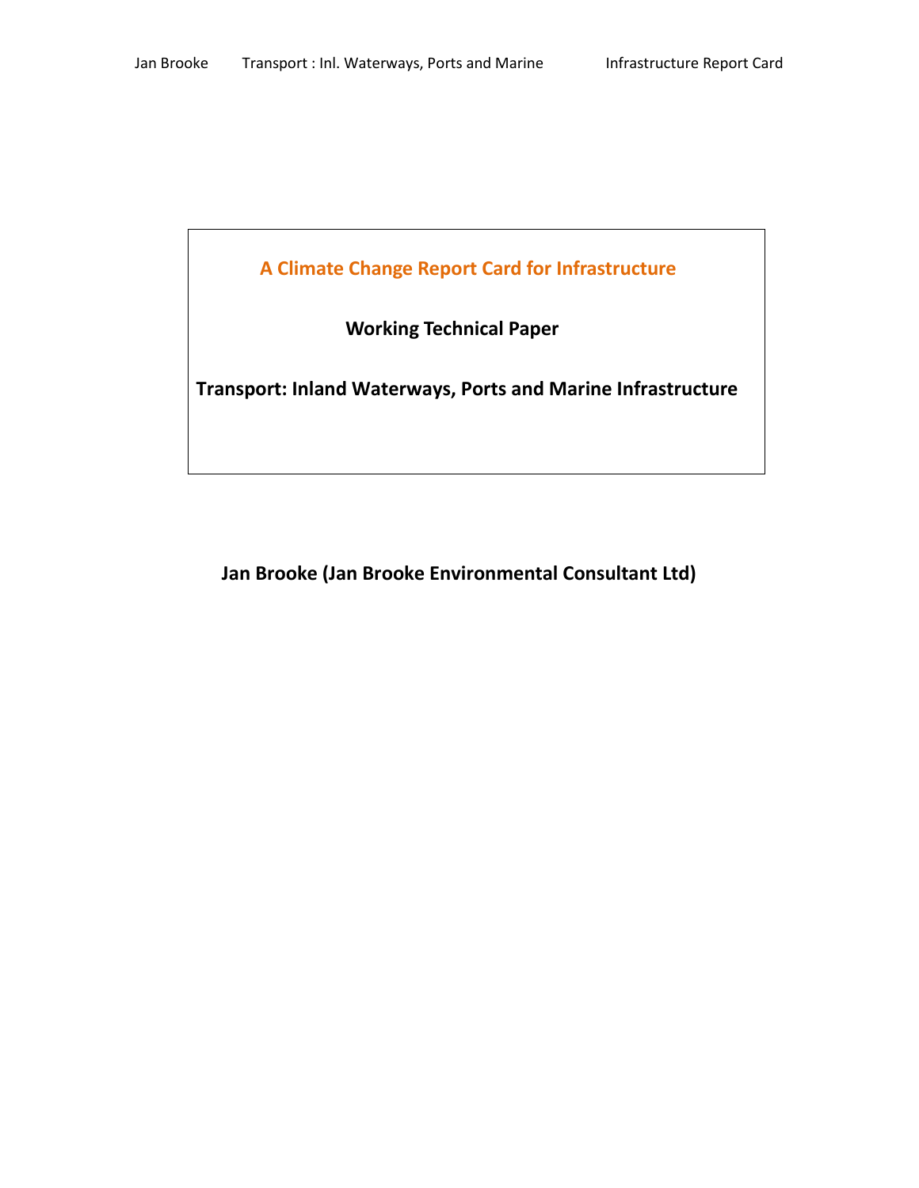# A Climate Change Report Card for Infrastructure

## Working Technical Paper

## Transport: Inland Waterways, Ports and Marine Infrastructure

**Jan Brooke (Jan Brooke Environmental Consultant Ltd)**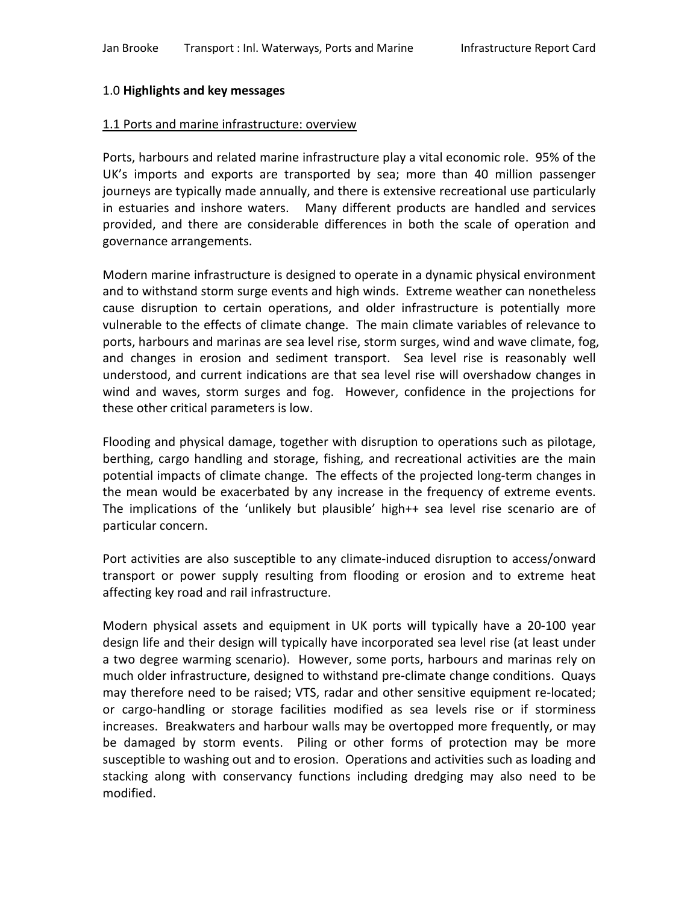## 1.0 **Highlights and key messages**

### 1.1 Ports and marine infrastructure: overview

Ports, harbours and related marine infrastructure play a vital economic role. 95% of the UK's imports and exports are transported by sea; more than 40 million passenger journeys are typically made annually, and there is extensive recreational use particularly in estuaries and inshore waters. Many different products are handled and services provided, and there are considerable differences in both the scale of operation and governance arrangements.

Modern marine infrastructure is designed to operate in a dynamic physical environment and to withstand storm surge events and high winds. Extreme weather can nonetheless cause disruption to certain operations, and older infrastructure is potentially more vulnerable to the effects of climate change. The main climate variables of relevance to ports, harbours and marinas are sea level rise, storm surges, wind and wave climate, fog, and changes in erosion and sediment transport. Sea level rise is reasonably well understood, and current indications are that sea level rise will overshadow changes in wind and waves, storm surges and fog. However, confidence in the projections for these other critical parameters is low.

Flooding and physical damage, together with disruption to operations such as pilotage, berthing, cargo handling and storage, fishing, and recreational activities are the main potential impacts of climate change. The effects of the projected long-term changes in the mean would be exacerbated by any increase in the frequency of extreme events. The implications of the 'unlikely but plausible' high++ sea level rise scenario are of particular concern.

Port activities are also susceptible to any climate-induced disruption to access/onward transport or power supply resulting from flooding or erosion and to extreme heat affecting key road and rail infrastructure.

Modern physical assets and equipment in UK ports will typically have a 20-100 year design life and their design will typically have incorporated sea level rise (at least under a two degree warming scenario). However, some ports, harbours and marinas rely on much older infrastructure, designed to withstand pre-climate change conditions. Quays may therefore need to be raised; VTS, radar and other sensitive equipment re-located; or cargo-handling or storage facilities modified as sea levels rise or if storminess increases. Breakwaters and harbour walls may be overtopped more frequently, or may be damaged by storm events. Piling or other forms of protection may be more susceptible to washing out and to erosion. Operations and activities such as loading and stacking along with conservancy functions including dredging may also need to be modified.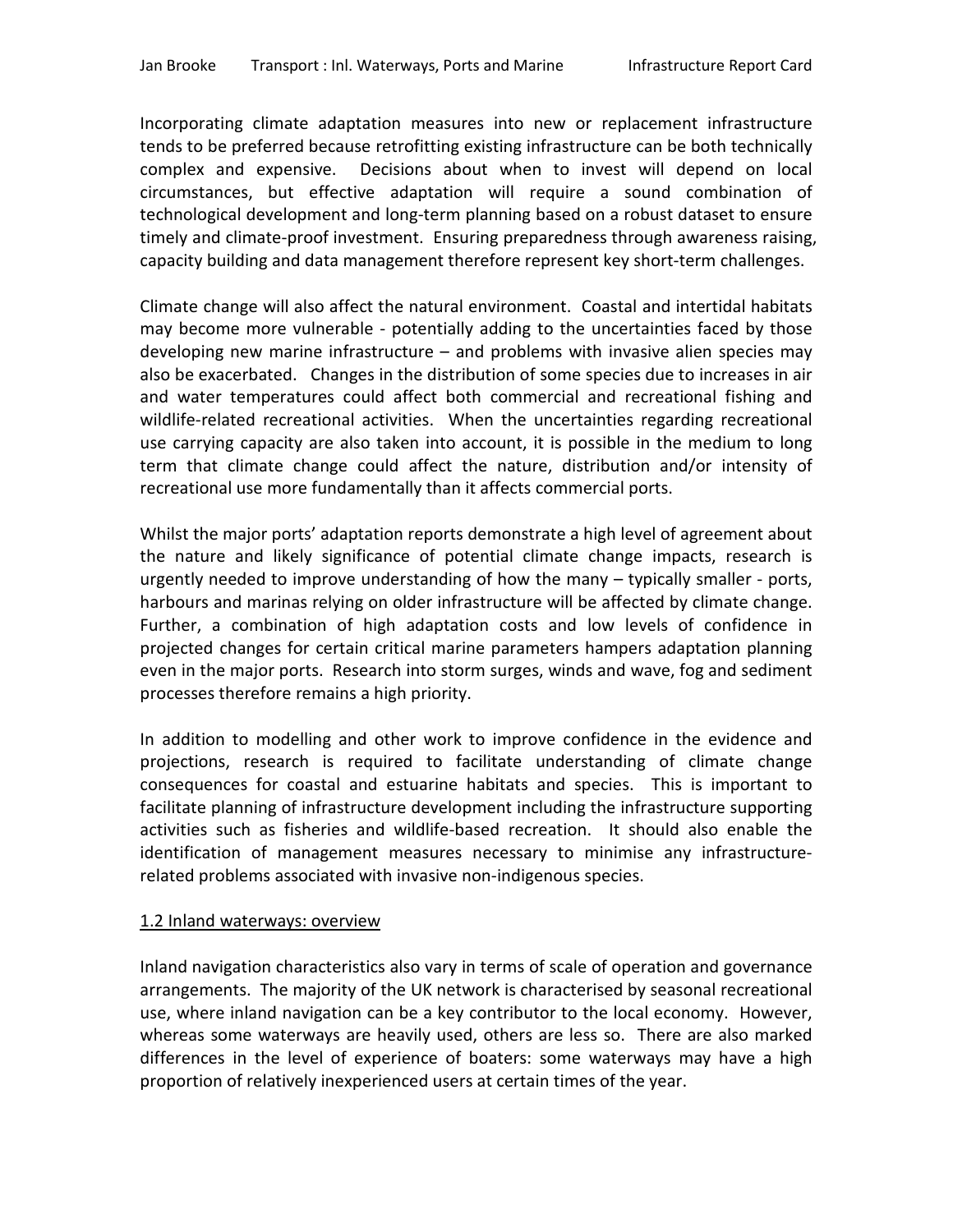Incorporating climate adaptation measures into new or replacement infrastructure tends to be preferred because retrofitting existing infrastructure can be both technically complex and expensive. Decisions about when to invest will depend on local circumstances, but effective adaptation will require a sound combination of technological development and long-term planning based on a robust dataset to ensure timely and climate-proof investment. Ensuring preparedness through awareness raising, capacity building and data management therefore represent key short-term challenges.

Climate change will also affect the natural environment. Coastal and intertidal habitats may become more vulnerable - potentially adding to the uncertainties faced by those developing new marine infrastructure – and problems with invasive alien species may also be exacerbated. Changes in the distribution of some species due to increases in air and water temperatures could affect both commercial and recreational fishing and wildlife-related recreational activities. When the uncertainties regarding recreational use carrying capacity are also taken into account, it is possible in the medium to long term that climate change could affect the nature, distribution and/or intensity of recreational use more fundamentally than it affects commercial ports.

Whilst the major ports' adaptation reports demonstrate a high level of agreement about the nature and likely significance of potential climate change impacts, research is urgently needed to improve understanding of how the many – typically smaller - ports, harbours and marinas relying on older infrastructure will be affected by climate change. Further, a combination of high adaptation costs and low levels of confidence in projected changes for certain critical marine parameters hampers adaptation planning even in the major ports. Research into storm surges, winds and wave, fog and sediment processes therefore remains a high priority.

In addition to modelling and other work to improve confidence in the evidence and projections, research is required to facilitate understanding of climate change consequences for coastal and estuarine habitats and species. This is important to facilitate planning of infrastructure development including the infrastructure supporting activities such as fisheries and wildlife-based recreation. It should also enable the identification of management measures necessary to minimise any infrastructure-related problems associated with invasive non-indigenous species.

## 1.2 Inland waterways: overview

Inland navigation characteristics also vary in terms of scale of operation and governance arrangements. The majority of the UK network is characterised by seasonal recreational use, where inland navigation can be a key contributor to the local economy. However, whereas some waterways are heavily used, others are less so. There are also marked differences in the level of experience of boaters: some waterways may have a high proportion of relatively inexperienced users at certain times of the year.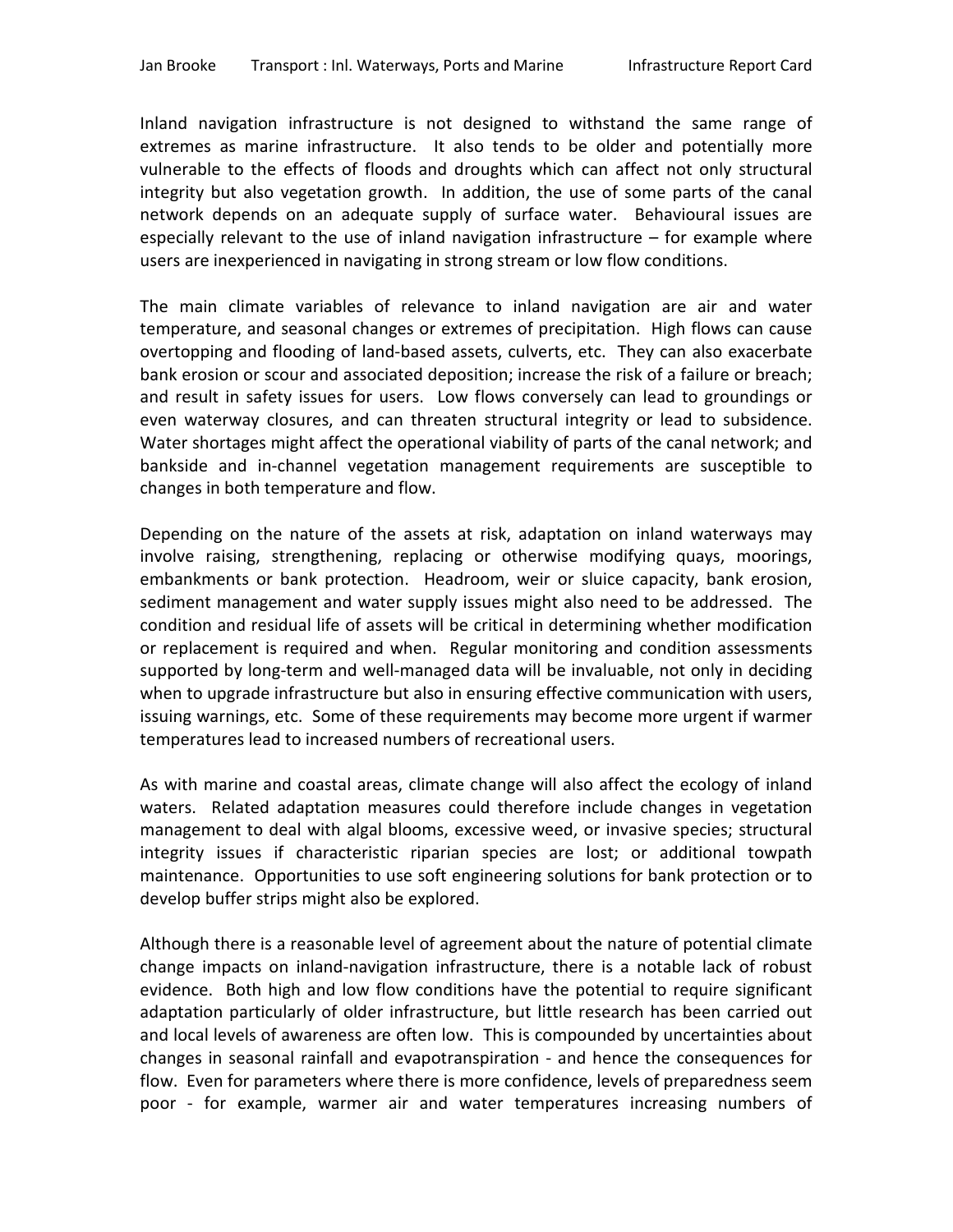Inland navigation infrastructure is not designed to withstand the same range of extremes as marine infrastructure. It also tends to be older and potentially more vulnerable to the effects of floods and droughts which can affect not only structural integrity but also vegetation growth. In addition, the use of some parts of the canal network depends on an adequate supply of surface water. Behavioural issues are especially relevant to the use of inland navigation infrastructure – for example where users are inexperienced in navigating in strong stream or low flow conditions.

The main climate variables of relevance to inland navigation are air and water temperature, and seasonal changes or extremes of precipitation. High flows can cause overtopping and flooding of land-based assets, culverts, etc. They can also exacerbate bank erosion or scour and associated deposition; increase the risk of a failure or breach; and result in safety issues for users. Low flows conversely can lead to groundings or even waterway closures, and can threaten structural integrity or lead to subsidence. Water shortages might affect the operational viability of parts of the canal network; and bankside and in-channel vegetation management requirements are susceptible to changes in both temperature and flow.

Depending on the nature of the assets at risk, adaptation on inland waterways may involve raising, strengthening, replacing or otherwise modifying quays, moorings, embankments or bank protection. Headroom, weir or sluice capacity, bank erosion, sediment management and water supply issues might also need to be addressed. The condition and residual life of assets will be critical in determining whether modification or replacement is required and when. Regular monitoring and condition assessments supported by long-term and well-managed data will be invaluable, not only in deciding when to upgrade infrastructure but also in ensuring effective communication with users, issuing warnings, etc. Some of these requirements may become more urgent if warmer temperatures lead to increased numbers of recreational users.

As with marine and coastal areas, climate change will also affect the ecology of inland waters. Related adaptation measures could therefore include changes in vegetation management to deal with algal blooms, excessive weed, or invasive species; structural integrity issues if characteristic riparian species are lost; or additional towpath maintenance. Opportunities to use soft engineering solutions for bank protection or to develop buffer strips might also be explored.

Although there is a reasonable level of agreement about the nature of potential climate change impacts on inland-navigation infrastructure, there is a notable lack of robust evidence. Both high and low flow conditions have the potential to require significant adaptation particularly of older infrastructure, but little research has been carried out and local levels of awareness are often low. This is compounded by uncertainties about changes in seasonal rainfall and evapotranspiration - and hence the consequences for flow. Even for parameters where there is more confidence, levels of preparedness seem poor - for example, warmer air and water temperatures increasing numbers of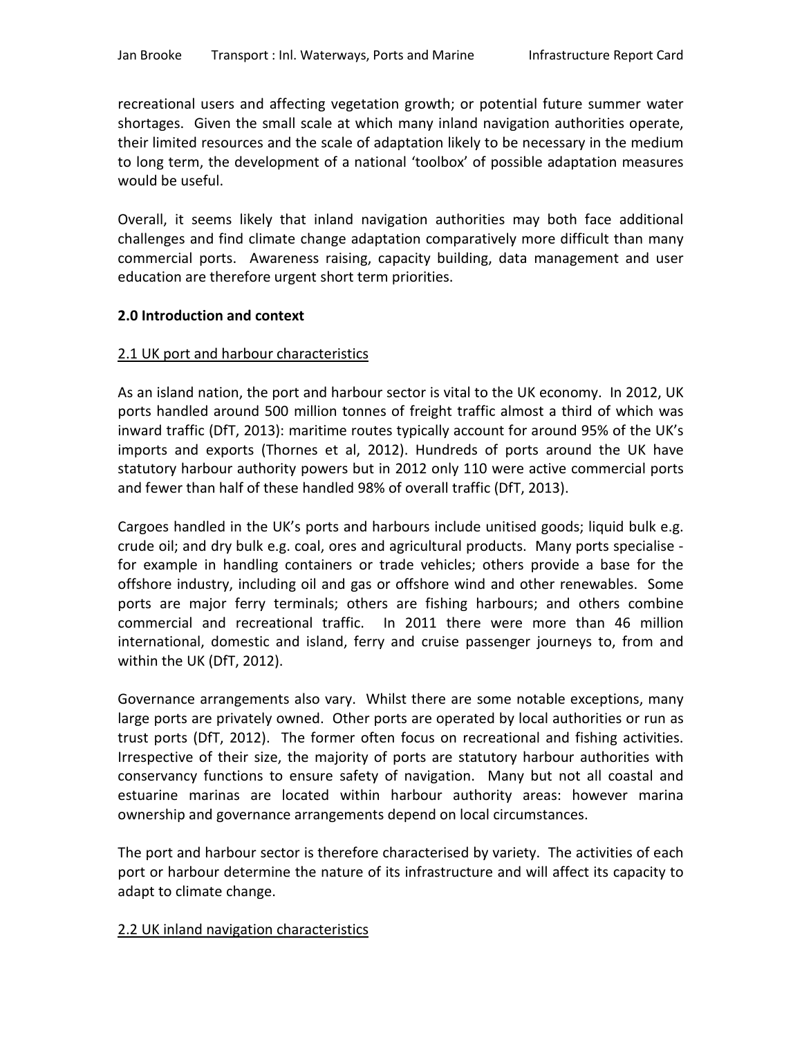recreational users and affecting vegetation growth; or potential future summer water shortages. Given the small scale at which many inland navigation authorities operate, their limited resources and the scale of adaptation likely to be necessary in the medium to long term, the development of a national 'toolbox' of possible adaptation measures would be useful.

Overall, it seems likely that inland navigation authorities may both face additional challenges and find climate change adaptation comparatively more difficult than many commercial ports. Awareness raising, capacity building, data management and user education are therefore urgent short term priorities.

## 2.0 Introduction and context

### 2.1 UK port and harbour characteristics

As an island nation, the port and harbour sector is vital to the UK economy. In 2012, UK ports handled around 500 million tonnes of freight traffic almost a third of which was inward traffic (DfT, 2013): maritime routes typically account for around 95% of the UK's imports and exports (Thornes et al, 2012). Hundreds of ports around the UK have statutory harbour authority powers but in 2012 only 110 were active commercial ports and fewer than half of these handled 98% of overall traffic (DfT, 2013).

Cargoes handled in the UK's ports and harbours include unitised goods; liquid bulk e.g. crude oil; and dry bulk e.g. coal, ores and agricultural products. Many ports specialise - for example in handling containers or trade vehicles; others provide a base for the offshore industry, including oil and gas or offshore wind and other renewables. Some ports are major ferry terminals; others are fishing harbours; and others combine commercial and recreational traffic. In 2011 there were more than 46 million international, domestic and island, ferry and cruise passenger journeys to, from and within the UK (DfT, 2012).

Governance arrangements also vary. Whilst there are some notable exceptions, many large ports are privately owned. Other ports are operated by local authorities or run as trust ports (DfT, 2012). The former often focus on recreational and fishing activities. Irrespective of their size, the majority of ports are statutory harbour authorities with conservancy functions to ensure safety of navigation. Many but not all coastal and estuarine marinas are located within harbour authority areas: however marina ownership and governance arrangements depend on local circumstances.

The port and harbour sector is therefore characterised by variety. The activities of each port or harbour determine the nature of its infrastructure and will affect its capacity to adapt to climate change.

### 2.2 UK inland navigation characteristics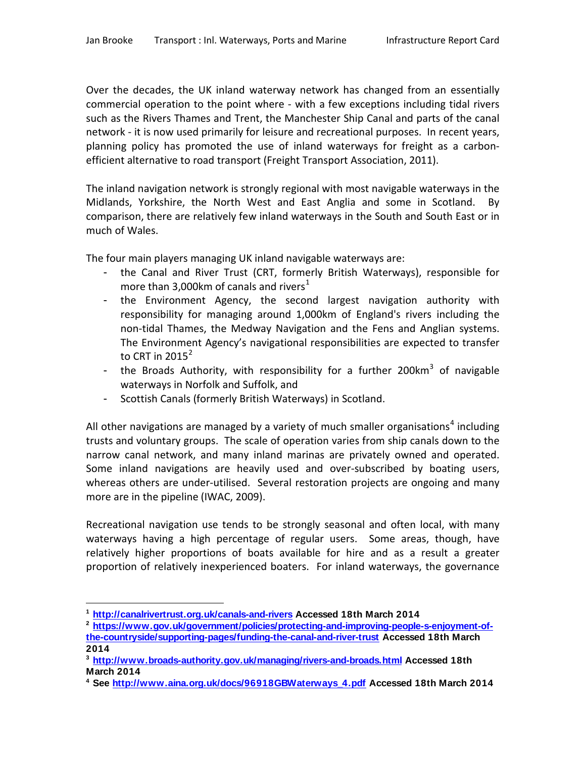Over the decades, the UK inland waterway network has changed from an essentially commercial operation to the point where - with a few exceptions including tidal rivers such as the Rivers Thames and Trent, the Manchester Ship Canal and parts of the canal network - it is now used primarily for leisure and recreational purposes. In recent years, planning policy has promoted the use of inland waterways for freight as a carbon-efficient alternative to road transport (Freight Transport Association, 2011).

The inland navigation network is strongly regional with most navigable waterways in the Midlands, Yorkshire, the North West and East Anglia and some in Scotland. By comparison, there are relatively few inland waterways in the South and South East or in much of Wales.

The four main players managing UK inland navigable waterways are:

- the Canal and River Trust (CRT, formerly British Waterways), responsible for more than 3,000km of canals and rivers[1]
- the Environment Agency, the second largest navigation authority with responsibility for managing around 1,000km of England's rivers including the non-tidal Thames, the Medway Navigation and the Fens and Anglian systems. The Environment Agency's navigational responsibilities are expected to transfer to CRT in 2015[2]
- the Broads Authority, with responsibility for a further 200km[3] of navigable waterways in Norfolk and Suffolk, and
- Scottish Canals (formerly British Waterways) in Scotland.

All other navigations are managed by a variety of much smaller organisations[4] including trusts and voluntary groups. The scale of operation varies from ship canals down to the narrow canal network, and many inland marinas are privately owned and operated. Some inland navigations are heavily used and over-subscribed by boating users, whereas others are under-utilised. Several restoration projects are ongoing and many more are in the pipeline (IWAC, 2009).

Recreational navigation use tends to be strongly seasonal and often local, with many waterways having a high percentage of regular users. Some areas, though, have relatively higher proportions of boats available for hire and as a result a greater proportion of relatively inexperienced boaters. For inland waterways, the governance

---

[1] http://canalrivertrust.org.uk/canals-and-rivers Accessed 18th March 2014

[2] https://www.gov.uk/government/policies/protecting-and-improving-people-s-enjoyment-of-the-countryside/supporting-pages/funding-the-canal-and-river-trust Accessed 18th March 2014

[3] http://www.broads-authority.gov.uk/managing/rivers-and-broads.html Accessed 18th March 2014

[4] See http://www.aina.org.uk/docs/96918GBWaterways_4.pdf Accessed 18th March 2014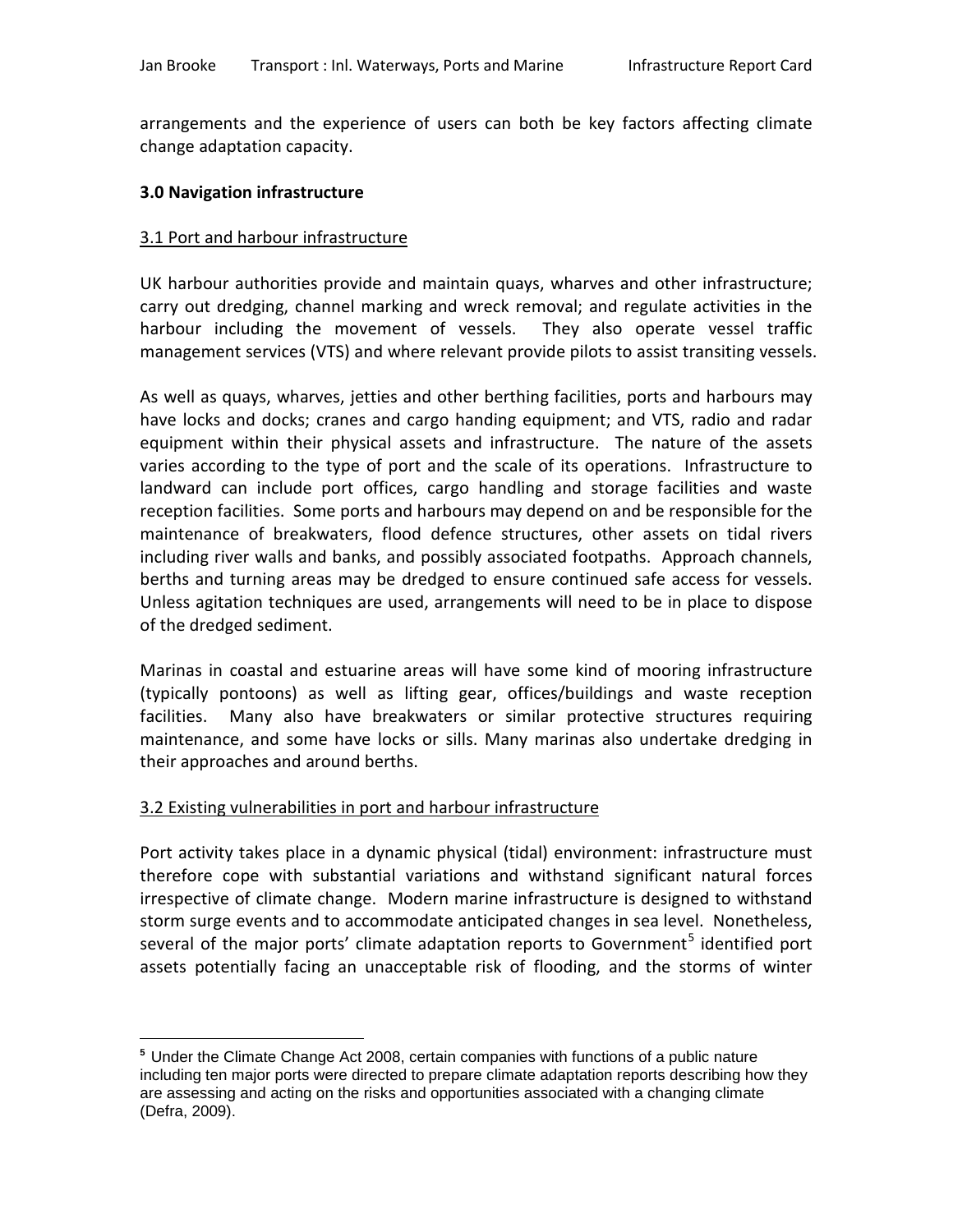arrangements and the experience of users can both be key factors affecting climate change adaptation capacity.

## 3.0 Navigation infrastructure

### 3.1 Port and harbour infrastructure

UK harbour authorities provide and maintain quays, wharves and other infrastructure; carry out dredging, channel marking and wreck removal; and regulate activities in the harbour including the movement of vessels. They also operate vessel traffic management services (VTS) and where relevant provide pilots to assist transiting vessels.

As well as quays, wharves, jetties and other berthing facilities, ports and harbours may have locks and docks; cranes and cargo handing equipment; and VTS, radio and radar equipment within their physical assets and infrastructure. The nature of the assets varies according to the type of port and the scale of its operations. Infrastructure to landward can include port offices, cargo handling and storage facilities and waste reception facilities. Some ports and harbours may depend on and be responsible for the maintenance of breakwaters, flood defence structures, other assets on tidal rivers including river walls and banks, and possibly associated footpaths. Approach channels, berths and turning areas may be dredged to ensure continued safe access for vessels. Unless agitation techniques are used, arrangements will need to be in place to dispose of the dredged sediment.

Marinas in coastal and estuarine areas will have some kind of mooring infrastructure (typically pontoons) as well as lifting gear, offices/buildings and waste reception facilities. Many also have breakwaters or similar protective structures requiring maintenance, and some have locks or sills. Many marinas also undertake dredging in their approaches and around berths.

### 3.2 Existing vulnerabilities in port and harbour infrastructure

Port activity takes place in a dynamic physical (tidal) environment: infrastructure must therefore cope with substantial variations and withstand significant natural forces irrespective of climate change. Modern marine infrastructure is designed to withstand storm surge events and to accommodate anticipated changes in sea level. Nonetheless, several of the major ports' climate adaptation reports to Government[5] identified port assets potentially facing an unacceptable risk of flooding, and the storms of winter

[5] Under the Climate Change Act 2008, certain companies with functions of a public nature including ten major ports were directed to prepare climate adaptation reports describing how they are assessing and acting on the risks and opportunities associated with a changing climate (Defra, 2009).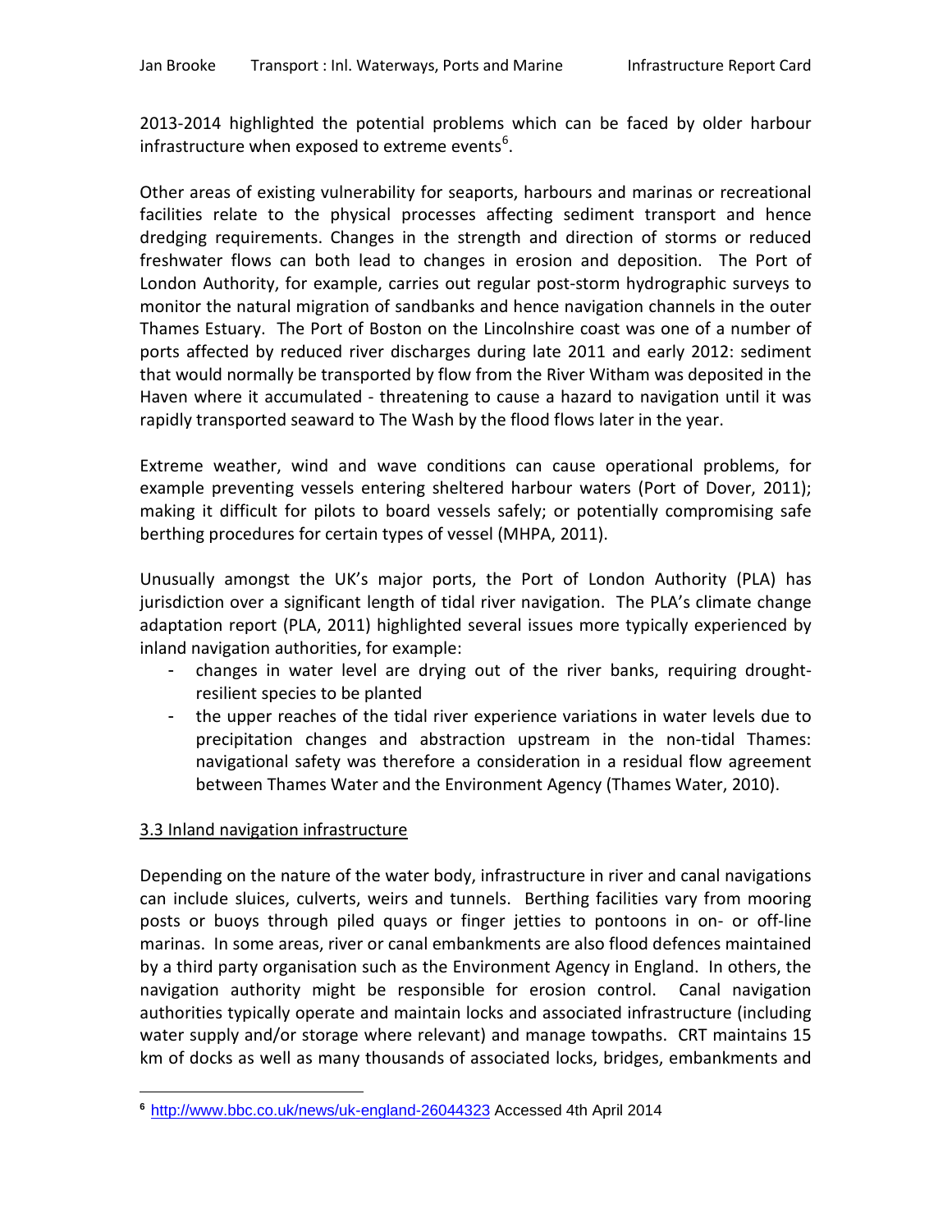2013-2014 highlighted the potential problems which can be faced by older harbour infrastructure when exposed to extreme events[6].

Other areas of existing vulnerability for seaports, harbours and marinas or recreational facilities relate to the physical processes affecting sediment transport and hence dredging requirements. Changes in the strength and direction of storms or reduced freshwater flows can both lead to changes in erosion and deposition. The Port of London Authority, for example, carries out regular post-storm hydrographic surveys to monitor the natural migration of sandbanks and hence navigation channels in the outer Thames Estuary. The Port of Boston on the Lincolnshire coast was one of a number of ports affected by reduced river discharges during late 2011 and early 2012: sediment that would normally be transported by flow from the River Witham was deposited in the Haven where it accumulated - threatening to cause a hazard to navigation until it was rapidly transported seaward to The Wash by the flood flows later in the year.

Extreme weather, wind and wave conditions can cause operational problems, for example preventing vessels entering sheltered harbour waters (Port of Dover, 2011); making it difficult for pilots to board vessels safely; or potentially compromising safe berthing procedures for certain types of vessel (MHPA, 2011).

Unusually amongst the UK's major ports, the Port of London Authority (PLA) has jurisdiction over a significant length of tidal river navigation. The PLA's climate change adaptation report (PLA, 2011) highlighted several issues more typically experienced by inland navigation authorities, for example:

- changes in water level are drying out of the river banks, requiring drought-resilient species to be planted
- the upper reaches of the tidal river experience variations in water levels due to precipitation changes and abstraction upstream in the non-tidal Thames: navigational safety was therefore a consideration in a residual flow agreement between Thames Water and the Environment Agency (Thames Water, 2010).

## 3.3 Inland navigation infrastructure

Depending on the nature of the water body, infrastructure in river and canal navigations can include sluices, culverts, weirs and tunnels. Berthing facilities vary from mooring posts or buoys through piled quays or finger jetties to pontoons in on- or off-line marinas. In some areas, river or canal embankments are also flood defences maintained by a third party organisation such as the Environment Agency in England. In others, the navigation authority might be responsible for erosion control. Canal navigation authorities typically operate and maintain locks and associated infrastructure (including water supply and/or storage where relevant) and manage towpaths. CRT maintains 15 km of docks as well as many thousands of associated locks, bridges, embankments and

[6] http://www.bbc.co.uk/news/uk-england-26044323 Accessed 4th April 2014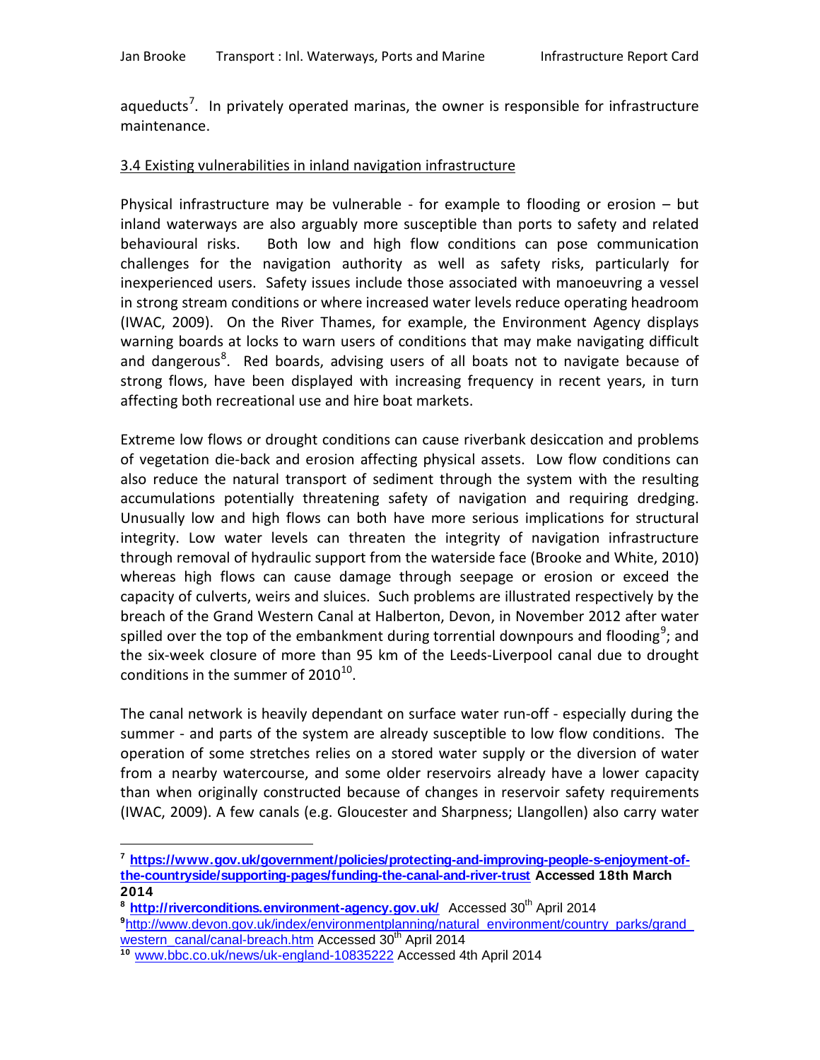aqueducts[7]. In privately operated marinas, the owner is responsible for infrastructure maintenance.

### 3.4 Existing vulnerabilities in inland navigation infrastructure

Physical infrastructure may be vulnerable - for example to flooding or erosion – but inland waterways are also arguably more susceptible than ports to safety and related behavioural risks. Both low and high flow conditions can pose communication challenges for the navigation authority as well as safety risks, particularly for inexperienced users. Safety issues include those associated with manoeuvring a vessel in strong stream conditions or where increased water levels reduce operating headroom (IWAC, 2009). On the River Thames, for example, the Environment Agency displays warning boards at locks to warn users of conditions that may make navigating difficult and dangerous[8]. Red boards, advising users of all boats not to navigate because of strong flows, have been displayed with increasing frequency in recent years, in turn affecting both recreational use and hire boat markets.

Extreme low flows or drought conditions can cause riverbank desiccation and problems of vegetation die-back and erosion affecting physical assets. Low flow conditions can also reduce the natural transport of sediment through the system with the resulting accumulations potentially threatening safety of navigation and requiring dredging. Unusually low and high flows can both have more serious implications for structural integrity. Low water levels can threaten the integrity of navigation infrastructure through removal of hydraulic support from the waterside face (Brooke and White, 2010) whereas high flows can cause damage through seepage or erosion or exceed the capacity of culverts, weirs and sluices. Such problems are illustrated respectively by the breach of the Grand Western Canal at Halberton, Devon, in November 2012 after water spilled over the top of the embankment during torrential downpours and flooding[9]; and the six-week closure of more than 95 km of the Leeds-Liverpool canal due to drought conditions in the summer of 2010[10].

The canal network is heavily dependant on surface water run-off - especially during the summer - and parts of the system are already susceptible to low flow conditions. The operation of some stretches relies on a stored water supply or the diversion of water from a nearby watercourse, and some older reservoirs already have a lower capacity than when originally constructed because of changes in reservoir safety requirements (IWAC, 2009). A few canals (e.g. Gloucester and Sharpness; Llangollen) also carry water

---

[7] **https://www.gov.uk/government/policies/protecting-and-improving-people-s-enjoyment-of-the-countryside/supporting-pages/funding-the-canal-and-river-trust Accessed 18th March 2014**

[8] **http://riverconditions.environment-agency.gov.uk/** Accessed 30th April 2014

[9] http://www.devon.gov.uk/index/environmentplanning/natural_environment/country_parks/grand_western_canal/canal-breach.htm Accessed 30th April 2014

[10] www.bbc.co.uk/news/uk-england-10835222 Accessed 4th April 2014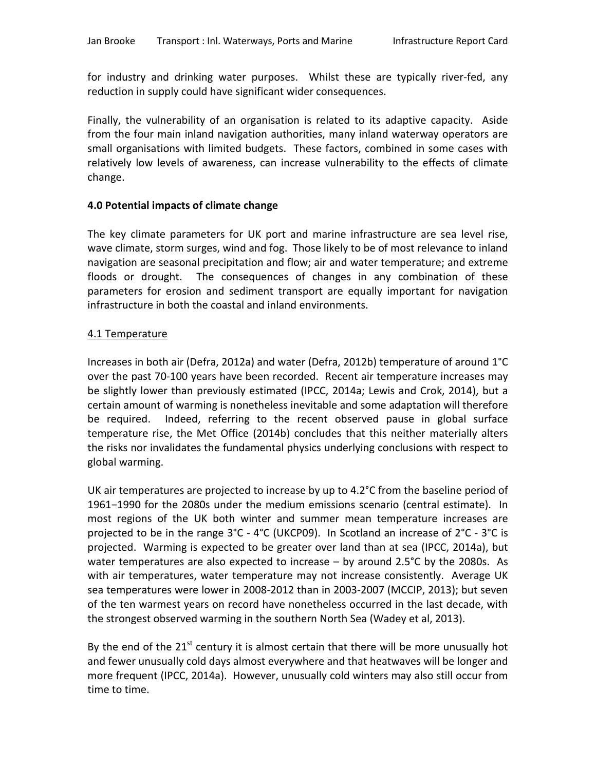for industry and drinking water purposes. Whilst these are typically river-fed, any reduction in supply could have significant wider consequences.

Finally, the vulnerability of an organisation is related to its adaptive capacity. Aside from the four main inland navigation authorities, many inland waterway operators are small organisations with limited budgets. These factors, combined in some cases with relatively low levels of awareness, can increase vulnerability to the effects of climate change.

## 4.0 Potential impacts of climate change

The key climate parameters for UK port and marine infrastructure are sea level rise, wave climate, storm surges, wind and fog. Those likely to be of most relevance to inland navigation are seasonal precipitation and flow; air and water temperature; and extreme floods or drought. The consequences of changes in any combination of these parameters for erosion and sediment transport are equally important for navigation infrastructure in both the coastal and inland environments.

### 4.1 Temperature

Increases in both air (Defra, 2012a) and water (Defra, 2012b) temperature of around 1°C over the past 70-100 years have been recorded. Recent air temperature increases may be slightly lower than previously estimated (IPCC, 2014a; Lewis and Crok, 2014), but a certain amount of warming is nonetheless inevitable and some adaptation will therefore be required. Indeed, referring to the recent observed pause in global surface temperature rise, the Met Office (2014b) concludes that this neither materially alters the risks nor invalidates the fundamental physics underlying conclusions with respect to global warming.

UK air temperatures are projected to increase by up to 4.2°C from the baseline period of 1961−1990 for the 2080s under the medium emissions scenario (central estimate). In most regions of the UK both winter and summer mean temperature increases are projected to be in the range 3°C - 4°C (UKCP09). In Scotland an increase of 2°C - 3°C is projected. Warming is expected to be greater over land than at sea (IPCC, 2014a), but water temperatures are also expected to increase – by around 2.5°C by the 2080s. As with air temperatures, water temperature may not increase consistently. Average UK sea temperatures were lower in 2008-2012 than in 2003-2007 (MCCIP, 2013); but seven of the ten warmest years on record have nonetheless occurred in the last decade, with the strongest observed warming in the southern North Sea (Wadey et al, 2013).

By the end of the 21st century it is almost certain that there will be more unusually hot and fewer unusually cold days almost everywhere and that heatwaves will be longer and more frequent (IPCC, 2014a). However, unusually cold winters may also still occur from time to time.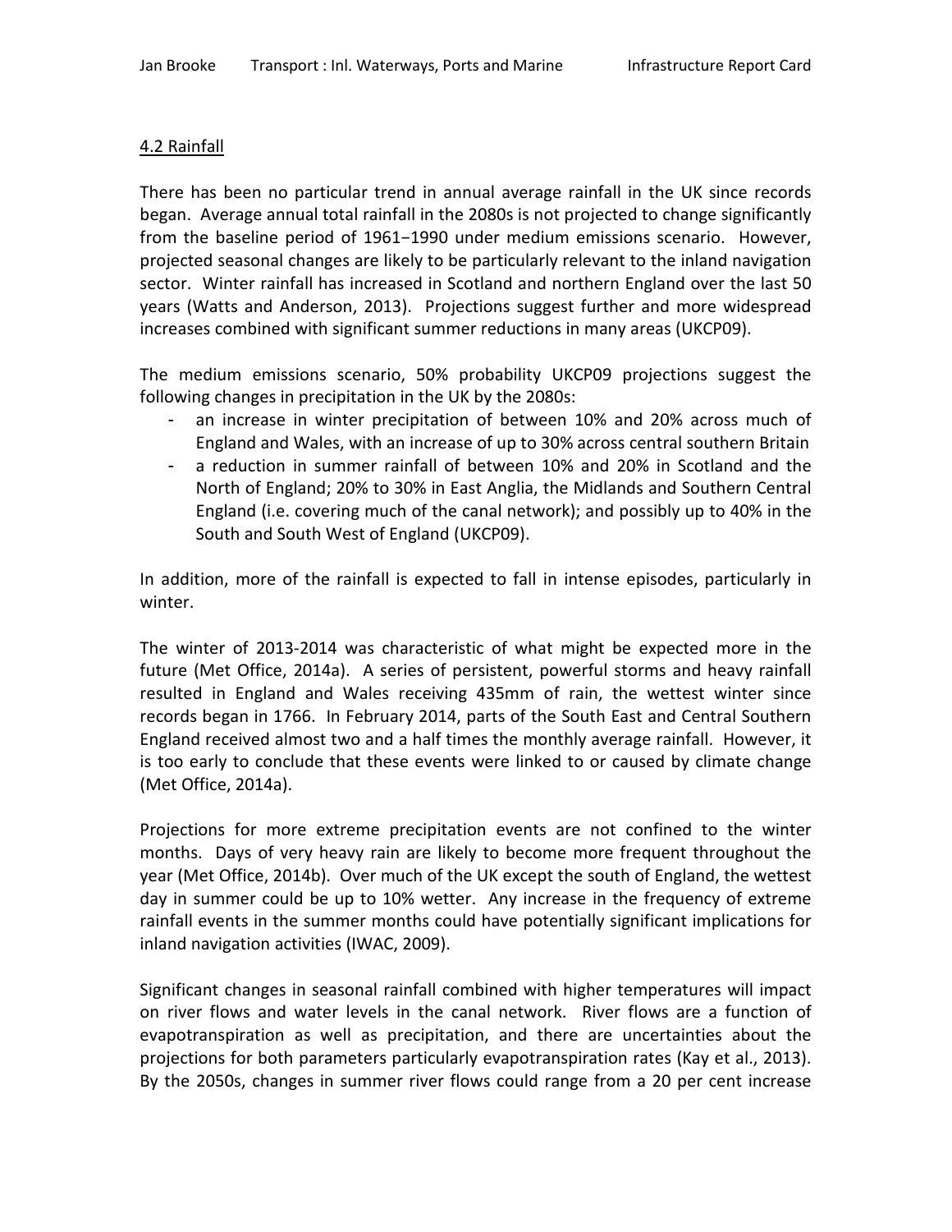## 4.2 Rainfall

There has been no particular trend in annual average rainfall in the UK since records began. Average annual total rainfall in the 2080s is not projected to change significantly from the baseline period of 1961−1990 under medium emissions scenario. However, projected seasonal changes are likely to be particularly relevant to the inland navigation sector. Winter rainfall has increased in Scotland and northern England over the last 50 years (Watts and Anderson, 2013). Projections suggest further and more widespread increases combined with significant summer reductions in many areas (UKCP09).

The medium emissions scenario, 50% probability UKCP09 projections suggest the following changes in precipitation in the UK by the 2080s:

- an increase in winter precipitation of between 10% and 20% across much of England and Wales, with an increase of up to 30% across central southern Britain
- a reduction in summer rainfall of between 10% and 20% in Scotland and the North of England; 20% to 30% in East Anglia, the Midlands and Southern Central England (i.e. covering much of the canal network); and possibly up to 40% in the South and South West of England (UKCP09).

In addition, more of the rainfall is expected to fall in intense episodes, particularly in winter.

The winter of 2013-2014 was characteristic of what might be expected more in the future (Met Office, 2014a). A series of persistent, powerful storms and heavy rainfall resulted in England and Wales receiving 435mm of rain, the wettest winter since records began in 1766. In February 2014, parts of the South East and Central Southern England received almost two and a half times the monthly average rainfall. However, it is too early to conclude that these events were linked to or caused by climate change (Met Office, 2014a).

Projections for more extreme precipitation events are not confined to the winter months. Days of very heavy rain are likely to become more frequent throughout the year (Met Office, 2014b). Over much of the UK except the south of England, the wettest day in summer could be up to 10% wetter. Any increase in the frequency of extreme rainfall events in the summer months could have potentially significant implications for inland navigation activities (IWAC, 2009).

Significant changes in seasonal rainfall combined with higher temperatures will impact on river flows and water levels in the canal network. River flows are a function of evapotranspiration as well as precipitation, and there are uncertainties about the projections for both parameters particularly evapotranspiration rates (Kay et al., 2013). By the 2050s, changes in summer river flows could range from a 20 per cent increase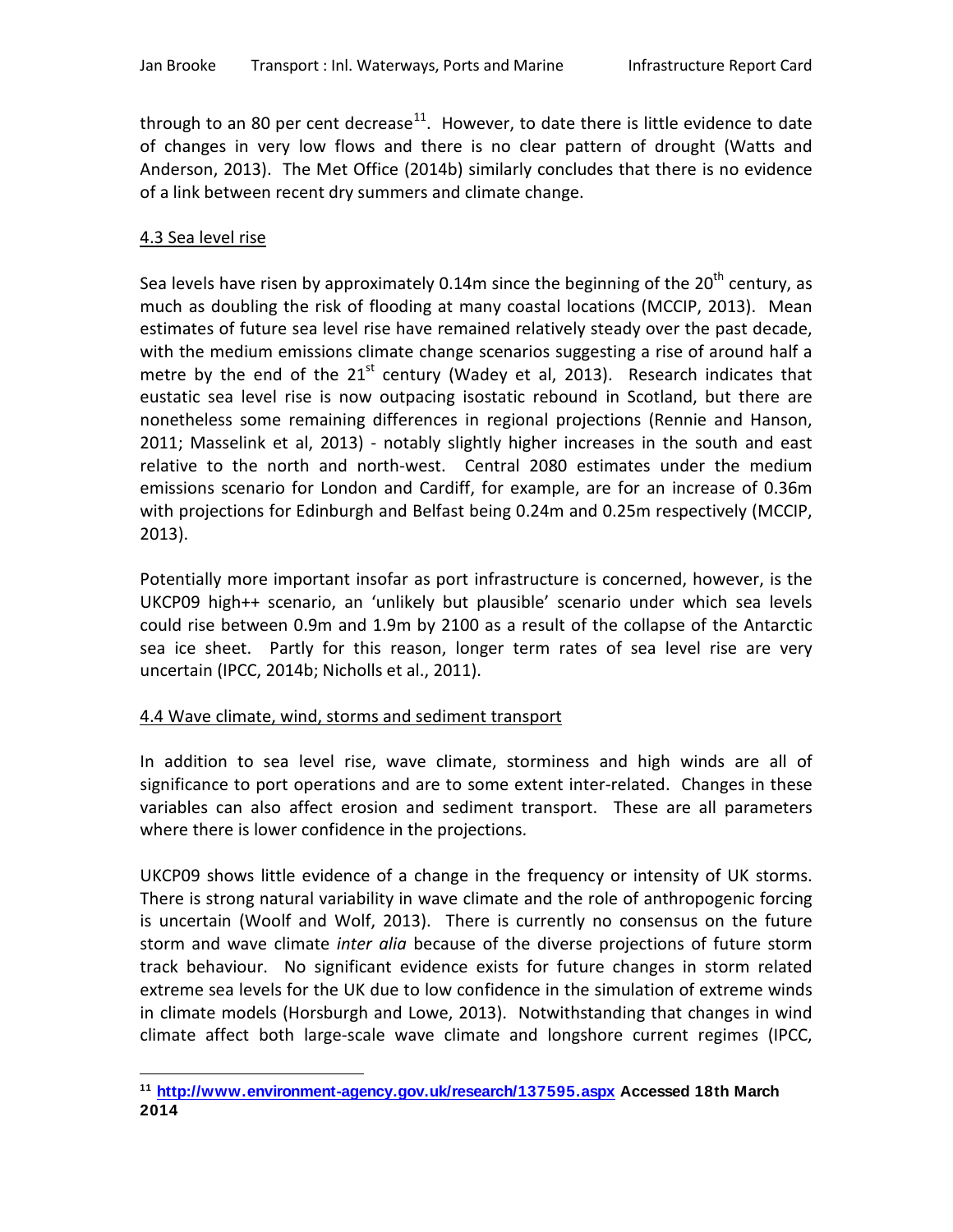through to an 80 per cent decrease[11]. However, to date there is little evidence to date of changes in very low flows and there is no clear pattern of drought (Watts and Anderson, 2013). The Met Office (2014b) similarly concludes that there is no evidence of a link between recent dry summers and climate change.

## 4.3 Sea level rise

Sea levels have risen by approximately 0.14m since the beginning of the 20th century, as much as doubling the risk of flooding at many coastal locations (MCCIP, 2013). Mean estimates of future sea level rise have remained relatively steady over the past decade, with the medium emissions climate change scenarios suggesting a rise of around half a metre by the end of the 21st century (Wadey et al, 2013). Research indicates that eustatic sea level rise is now outpacing isostatic rebound in Scotland, but there are nonetheless some remaining differences in regional projections (Rennie and Hanson, 2011; Masselink et al, 2013) - notably slightly higher increases in the south and east relative to the north and north-west. Central 2080 estimates under the medium emissions scenario for London and Cardiff, for example, are for an increase of 0.36m with projections for Edinburgh and Belfast being 0.24m and 0.25m respectively (MCCIP, 2013).

Potentially more important insofar as port infrastructure is concerned, however, is the UKCP09 high++ scenario, an 'unlikely but plausible' scenario under which sea levels could rise between 0.9m and 1.9m by 2100 as a result of the collapse of the Antarctic sea ice sheet. Partly for this reason, longer term rates of sea level rise are very uncertain (IPCC, 2014b; Nicholls et al., 2011).

## 4.4 Wave climate, wind, storms and sediment transport

In addition to sea level rise, wave climate, storminess and high winds are all of significance to port operations and are to some extent inter-related. Changes in these variables can also affect erosion and sediment transport. These are all parameters where there is lower confidence in the projections.

UKCP09 shows little evidence of a change in the frequency or intensity of UK storms. There is strong natural variability in wave climate and the role of anthropogenic forcing is uncertain (Woolf and Wolf, 2013). There is currently no consensus on the future storm and wave climate *inter alia* because of the diverse projections of future storm track behaviour. No significant evidence exists for future changes in storm related extreme sea levels for the UK due to low confidence in the simulation of extreme winds in climate models (Horsburgh and Lowe, 2013). Notwithstanding that changes in wind climate affect both large-scale wave climate and longshore current regimes (IPCC,

---

[11] **http://www.environment-agency.gov.uk/research/137595.aspx Accessed 18th March 2014**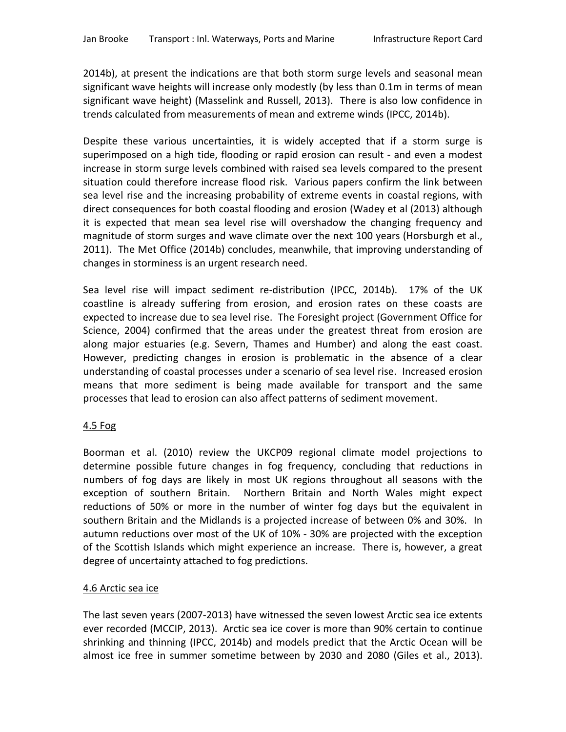2014b), at present the indications are that both storm surge levels and seasonal mean significant wave heights will increase only modestly (by less than 0.1m in terms of mean significant wave height) (Masselink and Russell, 2013). There is also low confidence in trends calculated from measurements of mean and extreme winds (IPCC, 2014b).

Despite these various uncertainties, it is widely accepted that if a storm surge is superimposed on a high tide, flooding or rapid erosion can result - and even a modest increase in storm surge levels combined with raised sea levels compared to the present situation could therefore increase flood risk. Various papers confirm the link between sea level rise and the increasing probability of extreme events in coastal regions, with direct consequences for both coastal flooding and erosion (Wadey et al (2013) although it is expected that mean sea level rise will overshadow the changing frequency and magnitude of storm surges and wave climate over the next 100 years (Horsburgh et al., 2011). The Met Office (2014b) concludes, meanwhile, that improving understanding of changes in storminess is an urgent research need.

Sea level rise will impact sediment re-distribution (IPCC, 2014b). 17% of the UK coastline is already suffering from erosion, and erosion rates on these coasts are expected to increase due to sea level rise. The Foresight project (Government Office for Science, 2004) confirmed that the areas under the greatest threat from erosion are along major estuaries (e.g. Severn, Thames and Humber) and along the east coast. However, predicting changes in erosion is problematic in the absence of a clear understanding of coastal processes under a scenario of sea level rise. Increased erosion means that more sediment is being made available for transport and the same processes that lead to erosion can also affect patterns of sediment movement.

### 4.5 Fog

Boorman et al. (2010) review the UKCP09 regional climate model projections to determine possible future changes in fog frequency, concluding that reductions in numbers of fog days are likely in most UK regions throughout all seasons with the exception of southern Britain. Northern Britain and North Wales might expect reductions of 50% or more in the number of winter fog days but the equivalent in southern Britain and the Midlands is a projected increase of between 0% and 30%. In autumn reductions over most of the UK of 10% - 30% are projected with the exception of the Scottish Islands which might experience an increase. There is, however, a great degree of uncertainty attached to fog predictions.

### 4.6 Arctic sea ice

The last seven years (2007-2013) have witnessed the seven lowest Arctic sea ice extents ever recorded (MCCIP, 2013). Arctic sea ice cover is more than 90% certain to continue shrinking and thinning (IPCC, 2014b) and models predict that the Arctic Ocean will be almost ice free in summer sometime between by 2030 and 2080 (Giles et al., 2013).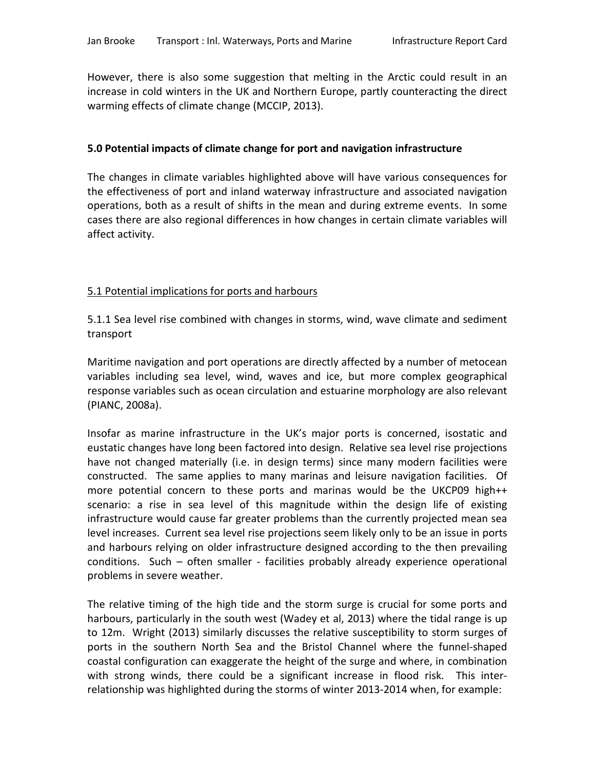However, there is also some suggestion that melting in the Arctic could result in an increase in cold winters in the UK and Northern Europe, partly counteracting the direct warming effects of climate change (MCCIP, 2013).

## 5.0 Potential impacts of climate change for port and navigation infrastructure

The changes in climate variables highlighted above will have various consequences for the effectiveness of port and inland waterway infrastructure and associated navigation operations, both as a result of shifts in the mean and during extreme events. In some cases there are also regional differences in how changes in certain climate variables will affect activity.

### 5.1 Potential implications for ports and harbours

#### 5.1.1 Sea level rise combined with changes in storms, wind, wave climate and sediment transport

Maritime navigation and port operations are directly affected by a number of metocean variables including sea level, wind, waves and ice, but more complex geographical response variables such as ocean circulation and estuarine morphology are also relevant (PIANC, 2008a).

Insofar as marine infrastructure in the UK's major ports is concerned, isostatic and eustatic changes have long been factored into design. Relative sea level rise projections have not changed materially (i.e. in design terms) since many modern facilities were constructed. The same applies to many marinas and leisure navigation facilities. Of more potential concern to these ports and marinas would be the UKCP09 high++ scenario: a rise in sea level of this magnitude within the design life of existing infrastructure would cause far greater problems than the currently projected mean sea level increases. Current sea level rise projections seem likely only to be an issue in ports and harbours relying on older infrastructure designed according to the then prevailing conditions. Such – often smaller - facilities probably already experience operational problems in severe weather.

The relative timing of the high tide and the storm surge is crucial for some ports and harbours, particularly in the south west (Wadey et al, 2013) where the tidal range is up to 12m. Wright (2013) similarly discusses the relative susceptibility to storm surges of ports in the southern North Sea and the Bristol Channel where the funnel-shaped coastal configuration can exaggerate the height of the surge and where, in combination with strong winds, there could be a significant increase in flood risk. This inter-relationship was highlighted during the storms of winter 2013-2014 when, for example: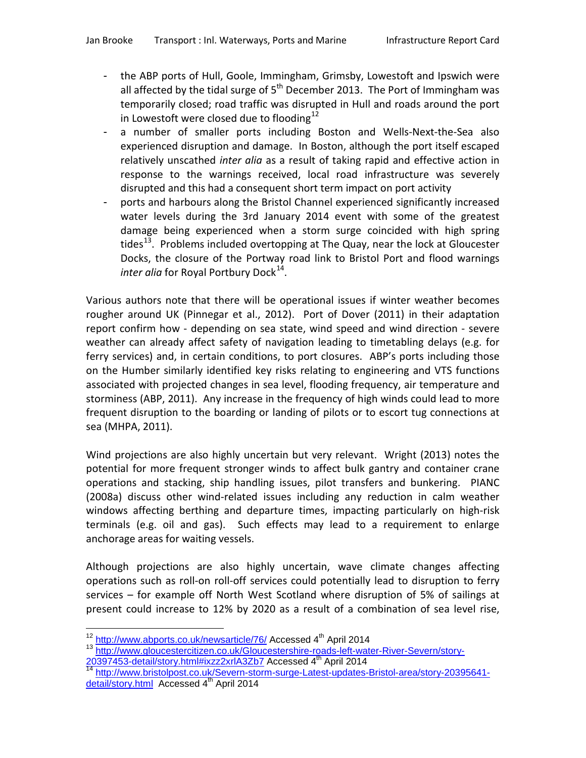- the ABP ports of Hull, Goole, Immingham, Grimsby, Lowestoft and Ipswich were all affected by the tidal surge of 5th December 2013. The Port of Immingham was temporarily closed; road traffic was disrupted in Hull and roads around the port in Lowestoft were closed due to flooding[12]
- a number of smaller ports including Boston and Wells-Next-the-Sea also experienced disruption and damage. In Boston, although the port itself escaped relatively unscathed *inter alia* as a result of taking rapid and effective action in response to the warnings received, local road infrastructure was severely disrupted and this had a consequent short term impact on port activity
- ports and harbours along the Bristol Channel experienced significantly increased water levels during the 3rd January 2014 event with some of the greatest damage being experienced when a storm surge coincided with high spring tides[13]. Problems included overtopping at The Quay, near the lock at Gloucester Docks, the closure of the Portway road link to Bristol Port and flood warnings *inter alia* for Royal Portbury Dock[14].

Various authors note that there will be operational issues if winter weather becomes rougher around UK (Pinnegar et al., 2012). Port of Dover (2011) in their adaptation report confirm how - depending on sea state, wind speed and wind direction - severe weather can already affect safety of navigation leading to timetabling delays (e.g. for ferry services) and, in certain conditions, to port closures. ABP's ports including those on the Humber similarly identified key risks relating to engineering and VTS functions associated with projected changes in sea level, flooding frequency, air temperature and storminess (ABP, 2011). Any increase in the frequency of high winds could lead to more frequent disruption to the boarding or landing of pilots or to escort tug connections at sea (MHPA, 2011).

Wind projections are also highly uncertain but very relevant. Wright (2013) notes the potential for more frequent stronger winds to affect bulk gantry and container crane operations and stacking, ship handling issues, pilot transfers and bunkering. PIANC (2008a) discuss other wind-related issues including any reduction in calm weather windows affecting berthing and departure times, impacting particularly on high-risk terminals (e.g. oil and gas). Such effects may lead to a requirement to enlarge anchorage areas for waiting vessels.

Although projections are also highly uncertain, wave climate changes affecting operations such as roll-on roll-off services could potentially lead to disruption to ferry services – for example off North West Scotland where disruption of 5% of sailings at present could increase to 12% by 2020 as a result of a combination of sea level rise,

---

[12] http://www.abports.co.uk/newsarticle/76/ Accessed 4th April 2014

[13] http://www.gloucestercitizen.co.uk/Gloucestershire-roads-left-water-River-Severn/story-20397453-detail/story.html#ixzz2xrlA3Zb7 Accessed 4th April 2014

[14] http://www.bristolpost.co.uk/Severn-storm-surge-Latest-updates-Bristol-area/story-20395641-detail/story.html Accessed 4th April 2014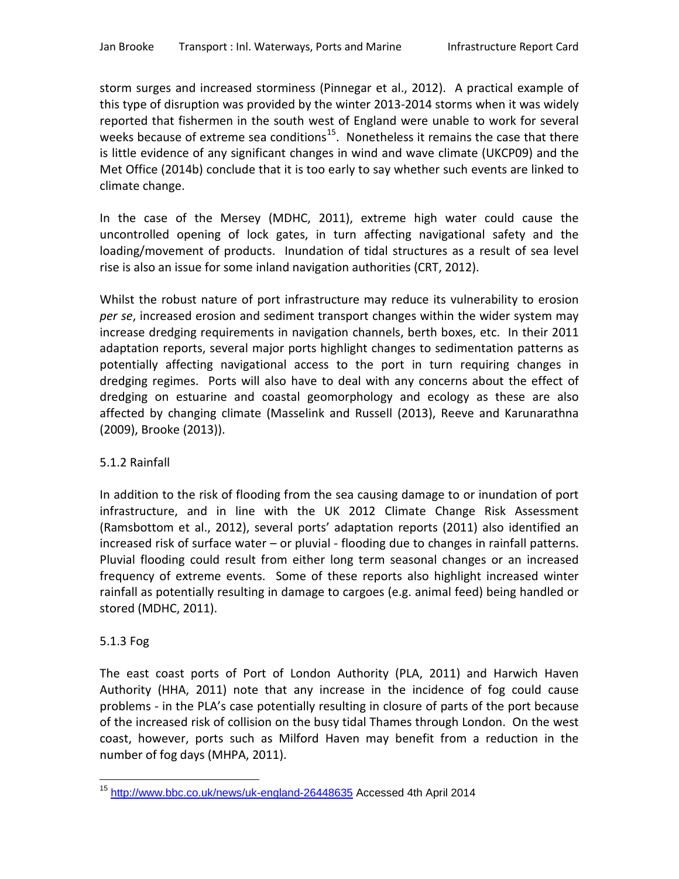storm surges and increased storminess (Pinnegar et al., 2012). A practical example of this type of disruption was provided by the winter 2013-2014 storms when it was widely reported that fishermen in the south west of England were unable to work for several weeks because of extreme sea conditions[15]. Nonetheless it remains the case that there is little evidence of any significant changes in wind and wave climate (UKCP09) and the Met Office (2014b) conclude that it is too early to say whether such events are linked to climate change.

In the case of the Mersey (MDHC, 2011), extreme high water could cause the uncontrolled opening of lock gates, in turn affecting navigational safety and the loading/movement of products. Inundation of tidal structures as a result of sea level rise is also an issue for some inland navigation authorities (CRT, 2012).

Whilst the robust nature of port infrastructure may reduce its vulnerability to erosion *per se*, increased erosion and sediment transport changes within the wider system may increase dredging requirements in navigation channels, berth boxes, etc. In their 2011 adaptation reports, several major ports highlight changes to sedimentation patterns as potentially affecting navigational access to the port in turn requiring changes in dredging regimes. Ports will also have to deal with any concerns about the effect of dredging on estuarine and coastal geomorphology and ecology as these are also affected by changing climate (Masselink and Russell (2013), Reeve and Karunarathna (2009), Brooke (2013)).

### 5.1.2 Rainfall

In addition to the risk of flooding from the sea causing damage to or inundation of port infrastructure, and in line with the UK 2012 Climate Change Risk Assessment (Ramsbottom et al., 2012), several ports' adaptation reports (2011) also identified an increased risk of surface water – or pluvial - flooding due to changes in rainfall patterns. Pluvial flooding could result from either long term seasonal changes or an increased frequency of extreme events. Some of these reports also highlight increased winter rainfall as potentially resulting in damage to cargoes (e.g. animal feed) being handled or stored (MDHC, 2011).

### 5.1.3 Fog

The east coast ports of Port of London Authority (PLA, 2011) and Harwich Haven Authority (HHA, 2011) note that any increase in the incidence of fog could cause problems - in the PLA's case potentially resulting in closure of parts of the port because of the increased risk of collision on the busy tidal Thames through London. On the west coast, however, ports such as Milford Haven may benefit from a reduction in the number of fog days (MHPA, 2011).

---

[15] http://www.bbc.co.uk/news/uk-england-26448635 Accessed 4th April 2014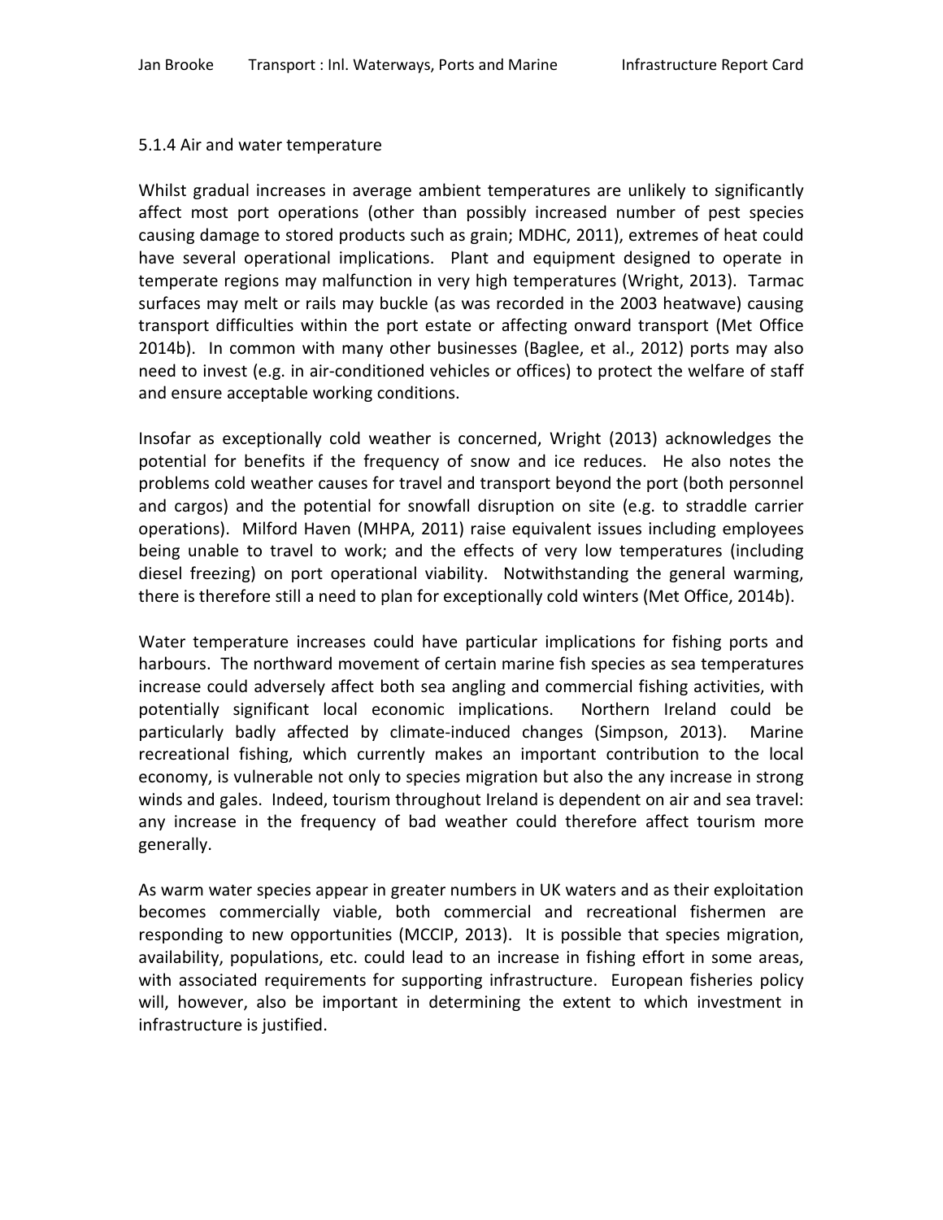### 5.1.4 Air and water temperature

Whilst gradual increases in average ambient temperatures are unlikely to significantly affect most port operations (other than possibly increased number of pest species causing damage to stored products such as grain; MDHC, 2011), extremes of heat could have several operational implications. Plant and equipment designed to operate in temperate regions may malfunction in very high temperatures (Wright, 2013). Tarmac surfaces may melt or rails may buckle (as was recorded in the 2003 heatwave) causing transport difficulties within the port estate or affecting onward transport (Met Office 2014b). In common with many other businesses (Baglee, et al., 2012) ports may also need to invest (e.g. in air-conditioned vehicles or offices) to protect the welfare of staff and ensure acceptable working conditions.

Insofar as exceptionally cold weather is concerned, Wright (2013) acknowledges the potential for benefits if the frequency of snow and ice reduces. He also notes the problems cold weather causes for travel and transport beyond the port (both personnel and cargos) and the potential for snowfall disruption on site (e.g. to straddle carrier operations). Milford Haven (MHPA, 2011) raise equivalent issues including employees being unable to travel to work; and the effects of very low temperatures (including diesel freezing) on port operational viability. Notwithstanding the general warming, there is therefore still a need to plan for exceptionally cold winters (Met Office, 2014b).

Water temperature increases could have particular implications for fishing ports and harbours. The northward movement of certain marine fish species as sea temperatures increase could adversely affect both sea angling and commercial fishing activities, with potentially significant local economic implications. Northern Ireland could be particularly badly affected by climate-induced changes (Simpson, 2013). Marine recreational fishing, which currently makes an important contribution to the local economy, is vulnerable not only to species migration but also the any increase in strong winds and gales. Indeed, tourism throughout Ireland is dependent on air and sea travel: any increase in the frequency of bad weather could therefore affect tourism more generally.

As warm water species appear in greater numbers in UK waters and as their exploitation becomes commercially viable, both commercial and recreational fishermen are responding to new opportunities (MCCIP, 2013). It is possible that species migration, availability, populations, etc. could lead to an increase in fishing effort in some areas, with associated requirements for supporting infrastructure. European fisheries policy will, however, also be important in determining the extent to which investment in infrastructure is justified.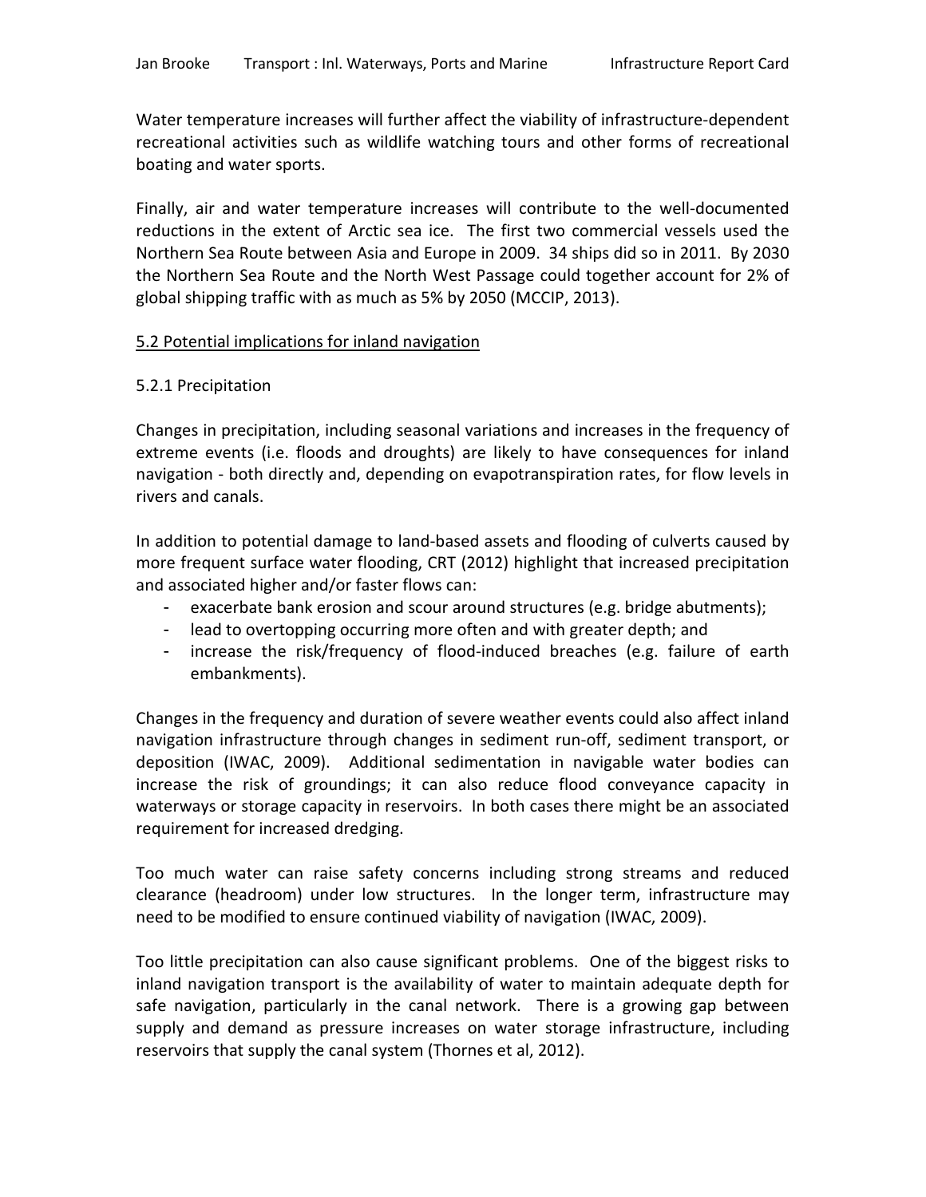Water temperature increases will further affect the viability of infrastructure-dependent recreational activities such as wildlife watching tours and other forms of recreational boating and water sports.

Finally, air and water temperature increases will contribute to the well-documented reductions in the extent of Arctic sea ice. The first two commercial vessels used the Northern Sea Route between Asia and Europe in 2009. 34 ships did so in 2011. By 2030 the Northern Sea Route and the North West Passage could together account for 2% of global shipping traffic with as much as 5% by 2050 (MCCIP, 2013).

## 5.2 Potential implications for inland navigation

### 5.2.1 Precipitation

Changes in precipitation, including seasonal variations and increases in the frequency of extreme events (i.e. floods and droughts) are likely to have consequences for inland navigation - both directly and, depending on evapotranspiration rates, for flow levels in rivers and canals.

In addition to potential damage to land-based assets and flooding of culverts caused by more frequent surface water flooding, CRT (2012) highlight that increased precipitation and associated higher and/or faster flows can:

- exacerbate bank erosion and scour around structures (e.g. bridge abutments);
- lead to overtopping occurring more often and with greater depth; and
- increase the risk/frequency of flood-induced breaches (e.g. failure of earth embankments).

Changes in the frequency and duration of severe weather events could also affect inland navigation infrastructure through changes in sediment run-off, sediment transport, or deposition (IWAC, 2009). Additional sedimentation in navigable water bodies can increase the risk of groundings; it can also reduce flood conveyance capacity in waterways or storage capacity in reservoirs. In both cases there might be an associated requirement for increased dredging.

Too much water can raise safety concerns including strong streams and reduced clearance (headroom) under low structures. In the longer term, infrastructure may need to be modified to ensure continued viability of navigation (IWAC, 2009).

Too little precipitation can also cause significant problems. One of the biggest risks to inland navigation transport is the availability of water to maintain adequate depth for safe navigation, particularly in the canal network. There is a growing gap between supply and demand as pressure increases on water storage infrastructure, including reservoirs that supply the canal system (Thornes et al, 2012).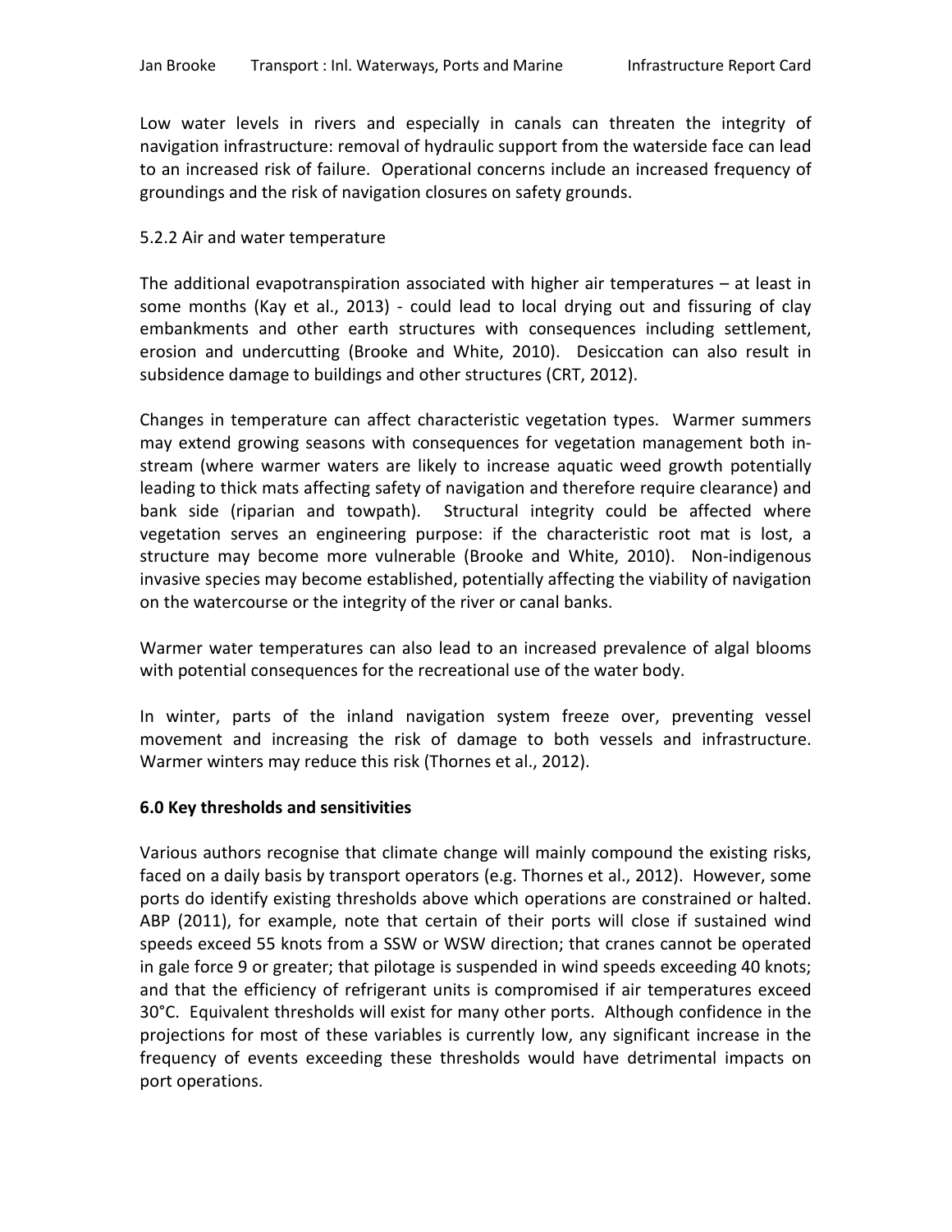Low water levels in rivers and especially in canals can threaten the integrity of navigation infrastructure: removal of hydraulic support from the waterside face can lead to an increased risk of failure. Operational concerns include an increased frequency of groundings and the risk of navigation closures on safety grounds.

### 5.2.2 Air and water temperature

The additional evapotranspiration associated with higher air temperatures – at least in some months (Kay et al., 2013) - could lead to local drying out and fissuring of clay embankments and other earth structures with consequences including settlement, erosion and undercutting (Brooke and White, 2010). Desiccation can also result in subsidence damage to buildings and other structures (CRT, 2012).

Changes in temperature can affect characteristic vegetation types. Warmer summers may extend growing seasons with consequences for vegetation management both in-stream (where warmer waters are likely to increase aquatic weed growth potentially leading to thick mats affecting safety of navigation and therefore require clearance) and bank side (riparian and towpath). Structural integrity could be affected where vegetation serves an engineering purpose: if the characteristic root mat is lost, a structure may become more vulnerable (Brooke and White, 2010). Non-indigenous invasive species may become established, potentially affecting the viability of navigation on the watercourse or the integrity of the river or canal banks.

Warmer water temperatures can also lead to an increased prevalence of algal blooms with potential consequences for the recreational use of the water body.

In winter, parts of the inland navigation system freeze over, preventing vessel movement and increasing the risk of damage to both vessels and infrastructure. Warmer winters may reduce this risk (Thornes et al., 2012).

## 6.0 Key thresholds and sensitivities

Various authors recognise that climate change will mainly compound the existing risks, faced on a daily basis by transport operators (e.g. Thornes et al., 2012). However, some ports do identify existing thresholds above which operations are constrained or halted. ABP (2011), for example, note that certain of their ports will close if sustained wind speeds exceed 55 knots from a SSW or WSW direction; that cranes cannot be operated in gale force 9 or greater; that pilotage is suspended in wind speeds exceeding 40 knots; and that the efficiency of refrigerant units is compromised if air temperatures exceed 30°C. Equivalent thresholds will exist for many other ports. Although confidence in the projections for most of these variables is currently low, any significant increase in the frequency of events exceeding these thresholds would have detrimental impacts on port operations.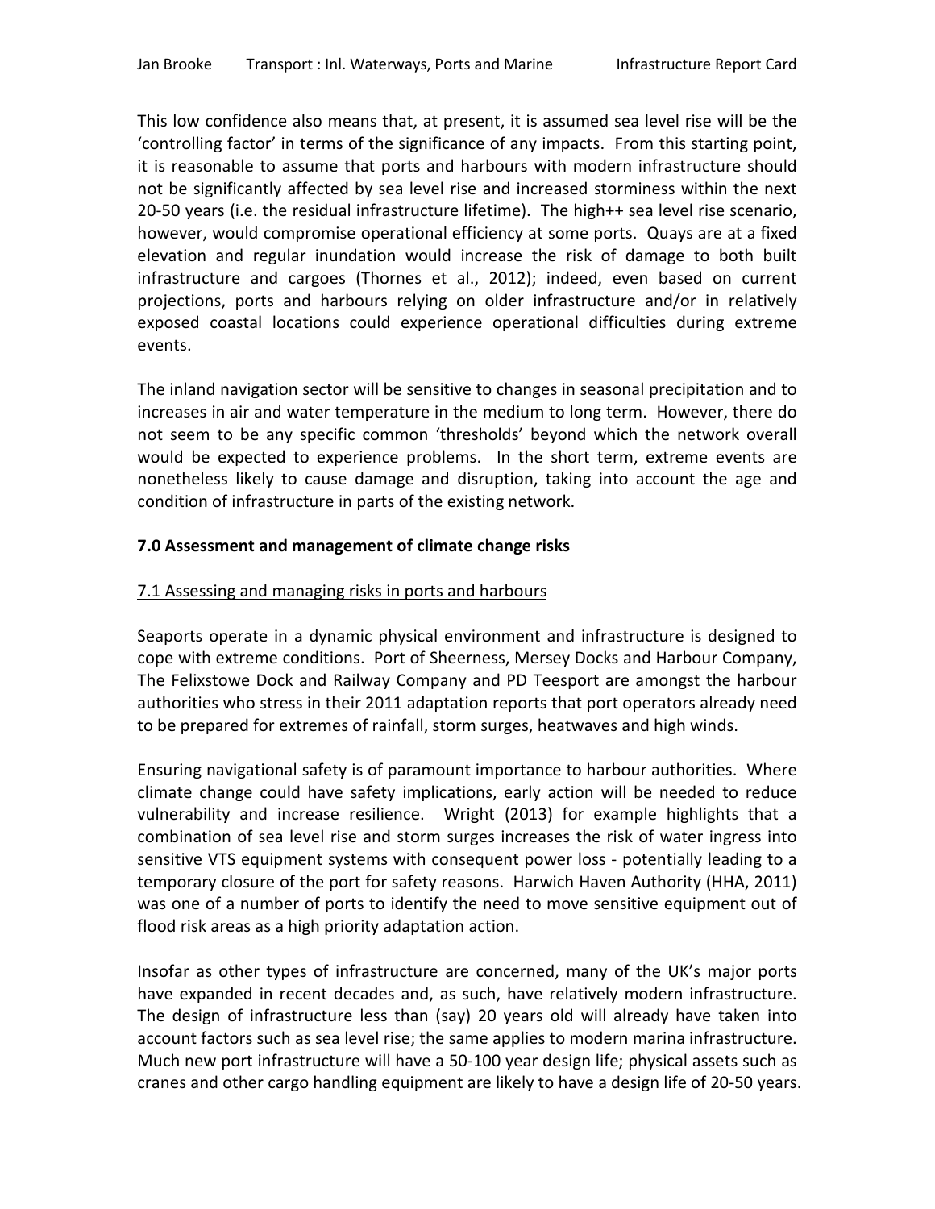This low confidence also means that, at present, it is assumed sea level rise will be the 'controlling factor' in terms of the significance of any impacts. From this starting point, it is reasonable to assume that ports and harbours with modern infrastructure should not be significantly affected by sea level rise and increased storminess within the next 20-50 years (i.e. the residual infrastructure lifetime). The high++ sea level rise scenario, however, would compromise operational efficiency at some ports. Quays are at a fixed elevation and regular inundation would increase the risk of damage to both built infrastructure and cargoes (Thornes et al., 2012); indeed, even based on current projections, ports and harbours relying on older infrastructure and/or in relatively exposed coastal locations could experience operational difficulties during extreme events.

The inland navigation sector will be sensitive to changes in seasonal precipitation and to increases in air and water temperature in the medium to long term. However, there do not seem to be any specific common 'thresholds' beyond which the network overall would be expected to experience problems. In the short term, extreme events are nonetheless likely to cause damage and disruption, taking into account the age and condition of infrastructure in parts of the existing network.

## 7.0 Assessment and management of climate change risks

### 7.1 Assessing and managing risks in ports and harbours

Seaports operate in a dynamic physical environment and infrastructure is designed to cope with extreme conditions. Port of Sheerness, Mersey Docks and Harbour Company, The Felixstowe Dock and Railway Company and PD Teesport are amongst the harbour authorities who stress in their 2011 adaptation reports that port operators already need to be prepared for extremes of rainfall, storm surges, heatwaves and high winds.

Ensuring navigational safety is of paramount importance to harbour authorities. Where climate change could have safety implications, early action will be needed to reduce vulnerability and increase resilience. Wright (2013) for example highlights that a combination of sea level rise and storm surges increases the risk of water ingress into sensitive VTS equipment systems with consequent power loss - potentially leading to a temporary closure of the port for safety reasons. Harwich Haven Authority (HHA, 2011) was one of a number of ports to identify the need to move sensitive equipment out of flood risk areas as a high priority adaptation action.

Insofar as other types of infrastructure are concerned, many of the UK's major ports have expanded in recent decades and, as such, have relatively modern infrastructure. The design of infrastructure less than (say) 20 years old will already have taken into account factors such as sea level rise; the same applies to modern marina infrastructure. Much new port infrastructure will have a 50-100 year design life; physical assets such as cranes and other cargo handling equipment are likely to have a design life of 20-50 years.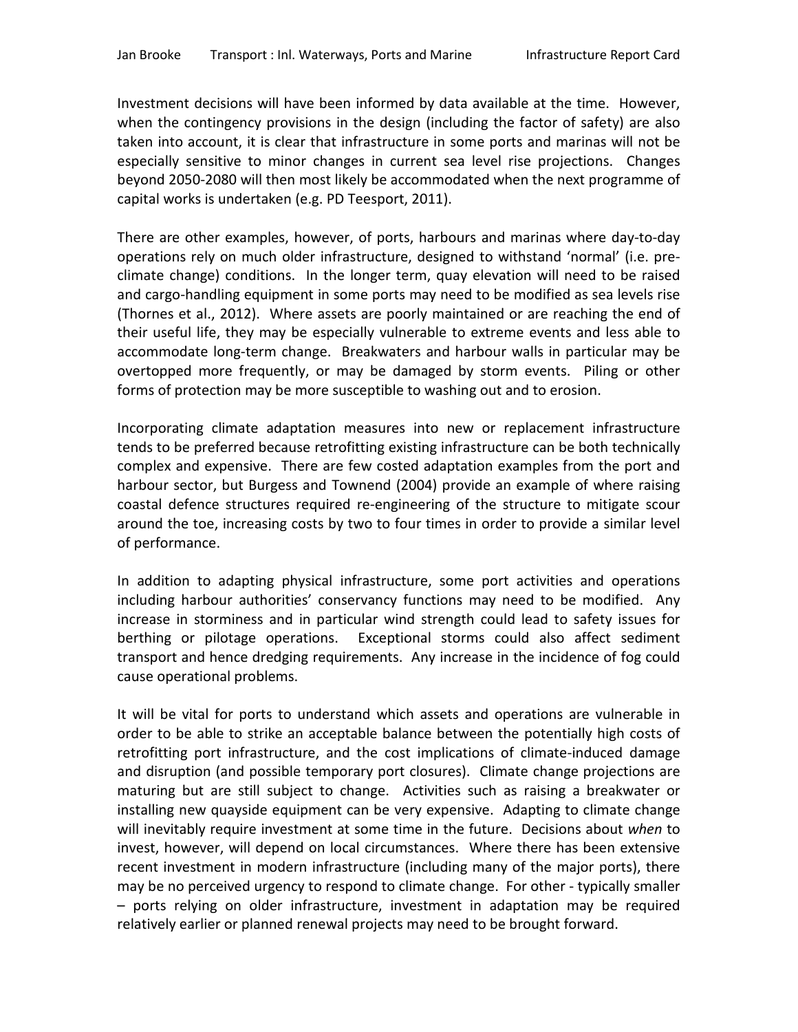Investment decisions will have been informed by data available at the time. However, when the contingency provisions in the design (including the factor of safety) are also taken into account, it is clear that infrastructure in some ports and marinas will not be especially sensitive to minor changes in current sea level rise projections. Changes beyond 2050-2080 will then most likely be accommodated when the next programme of capital works is undertaken (e.g. PD Teesport, 2011).

There are other examples, however, of ports, harbours and marinas where day-to-day operations rely on much older infrastructure, designed to withstand 'normal' (i.e. pre-climate change) conditions. In the longer term, quay elevation will need to be raised and cargo-handling equipment in some ports may need to be modified as sea levels rise (Thornes et al., 2012). Where assets are poorly maintained or are reaching the end of their useful life, they may be especially vulnerable to extreme events and less able to accommodate long-term change. Breakwaters and harbour walls in particular may be overtopped more frequently, or may be damaged by storm events. Piling or other forms of protection may be more susceptible to washing out and to erosion.

Incorporating climate adaptation measures into new or replacement infrastructure tends to be preferred because retrofitting existing infrastructure can be both technically complex and expensive. There are few costed adaptation examples from the port and harbour sector, but Burgess and Townend (2004) provide an example of where raising coastal defence structures required re-engineering of the structure to mitigate scour around the toe, increasing costs by two to four times in order to provide a similar level of performance.

In addition to adapting physical infrastructure, some port activities and operations including harbour authorities' conservancy functions may need to be modified. Any increase in storminess and in particular wind strength could lead to safety issues for berthing or pilotage operations. Exceptional storms could also affect sediment transport and hence dredging requirements. Any increase in the incidence of fog could cause operational problems.

It will be vital for ports to understand which assets and operations are vulnerable in order to be able to strike an acceptable balance between the potentially high costs of retrofitting port infrastructure, and the cost implications of climate-induced damage and disruption (and possible temporary port closures). Climate change projections are maturing but are still subject to change. Activities such as raising a breakwater or installing new quayside equipment can be very expensive. Adapting to climate change will inevitably require investment at some time in the future. Decisions about *when* to invest, however, will depend on local circumstances. Where there has been extensive recent investment in modern infrastructure (including many of the major ports), there may be no perceived urgency to respond to climate change. For other - typically smaller – ports relying on older infrastructure, investment in adaptation may be required relatively earlier or planned renewal projects may need to be brought forward.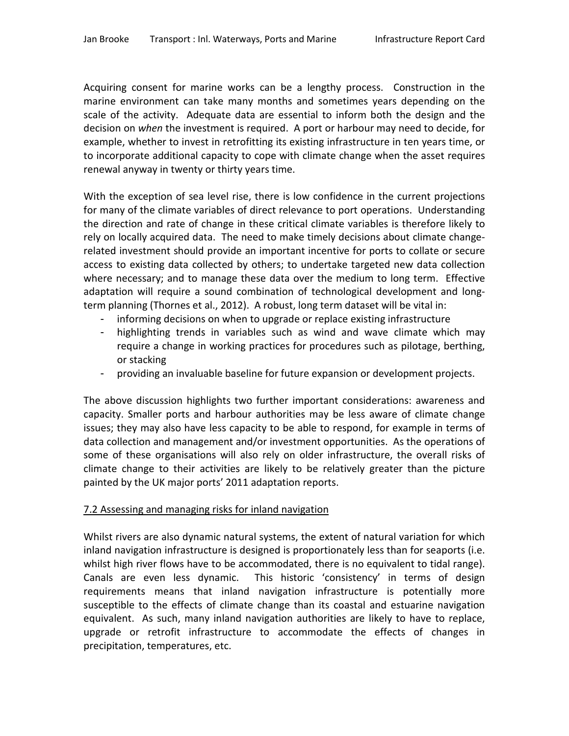Acquiring consent for marine works can be a lengthy process. Construction in the marine environment can take many months and sometimes years depending on the scale of the activity. Adequate data are essential to inform both the design and the decision on *when* the investment is required. A port or harbour may need to decide, for example, whether to invest in retrofitting its existing infrastructure in ten years time, or to incorporate additional capacity to cope with climate change when the asset requires renewal anyway in twenty or thirty years time.

With the exception of sea level rise, there is low confidence in the current projections for many of the climate variables of direct relevance to port operations. Understanding the direction and rate of change in these critical climate variables is therefore likely to rely on locally acquired data. The need to make timely decisions about climate change-related investment should provide an important incentive for ports to collate or secure access to existing data collected by others; to undertake targeted new data collection where necessary; and to manage these data over the medium to long term. Effective adaptation will require a sound combination of technological development and long-term planning (Thornes et al., 2012). A robust, long term dataset will be vital in:

- informing decisions on when to upgrade or replace existing infrastructure
- highlighting trends in variables such as wind and wave climate which may require a change in working practices for procedures such as pilotage, berthing, or stacking
- providing an invaluable baseline for future expansion or development projects.

The above discussion highlights two further important considerations: awareness and capacity. Smaller ports and harbour authorities may be less aware of climate change issues; they may also have less capacity to be able to respond, for example in terms of data collection and management and/or investment opportunities. As the operations of some of these organisations will also rely on older infrastructure, the overall risks of climate change to their activities are likely to be relatively greater than the picture painted by the UK major ports' 2011 adaptation reports.

### 7.2 Assessing and managing risks for inland navigation

Whilst rivers are also dynamic natural systems, the extent of natural variation for which inland navigation infrastructure is designed is proportionately less than for seaports (i.e. whilst high river flows have to be accommodated, there is no equivalent to tidal range). Canals are even less dynamic. This historic 'consistency' in terms of design requirements means that inland navigation infrastructure is potentially more susceptible to the effects of climate change than its coastal and estuarine navigation equivalent. As such, many inland navigation authorities are likely to have to replace, upgrade or retrofit infrastructure to accommodate the effects of changes in precipitation, temperatures, etc.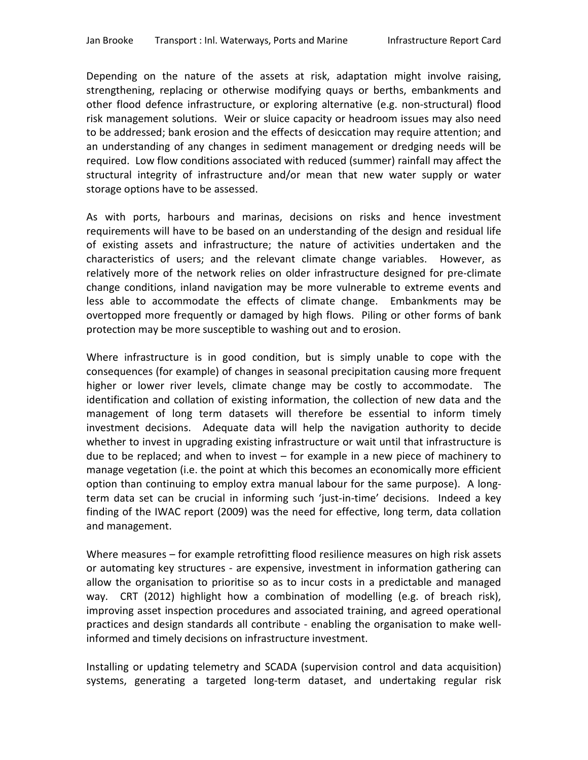Depending on the nature of the assets at risk, adaptation might involve raising, strengthening, replacing or otherwise modifying quays or berths, embankments and other flood defence infrastructure, or exploring alternative (e.g. non-structural) flood risk management solutions. Weir or sluice capacity or headroom issues may also need to be addressed; bank erosion and the effects of desiccation may require attention; and an understanding of any changes in sediment management or dredging needs will be required. Low flow conditions associated with reduced (summer) rainfall may affect the structural integrity of infrastructure and/or mean that new water supply or water storage options have to be assessed.

As with ports, harbours and marinas, decisions on risks and hence investment requirements will have to be based on an understanding of the design and residual life of existing assets and infrastructure; the nature of activities undertaken and the characteristics of users; and the relevant climate change variables. However, as relatively more of the network relies on older infrastructure designed for pre-climate change conditions, inland navigation may be more vulnerable to extreme events and less able to accommodate the effects of climate change. Embankments may be overtopped more frequently or damaged by high flows. Piling or other forms of bank protection may be more susceptible to washing out and to erosion.

Where infrastructure is in good condition, but is simply unable to cope with the consequences (for example) of changes in seasonal precipitation causing more frequent higher or lower river levels, climate change may be costly to accommodate. The identification and collation of existing information, the collection of new data and the management of long term datasets will therefore be essential to inform timely investment decisions. Adequate data will help the navigation authority to decide whether to invest in upgrading existing infrastructure or wait until that infrastructure is due to be replaced; and when to invest – for example in a new piece of machinery to manage vegetation (i.e. the point at which this becomes an economically more efficient option than continuing to employ extra manual labour for the same purpose). A long-term data set can be crucial in informing such 'just-in-time' decisions. Indeed a key finding of the IWAC report (2009) was the need for effective, long term, data collation and management.

Where measures – for example retrofitting flood resilience measures on high risk assets or automating key structures - are expensive, investment in information gathering can allow the organisation to prioritise so as to incur costs in a predictable and managed way. CRT (2012) highlight how a combination of modelling (e.g. of breach risk), improving asset inspection procedures and associated training, and agreed operational practices and design standards all contribute - enabling the organisation to make well-informed and timely decisions on infrastructure investment.

Installing or updating telemetry and SCADA (supervision control and data acquisition) systems, generating a targeted long-term dataset, and undertaking regular risk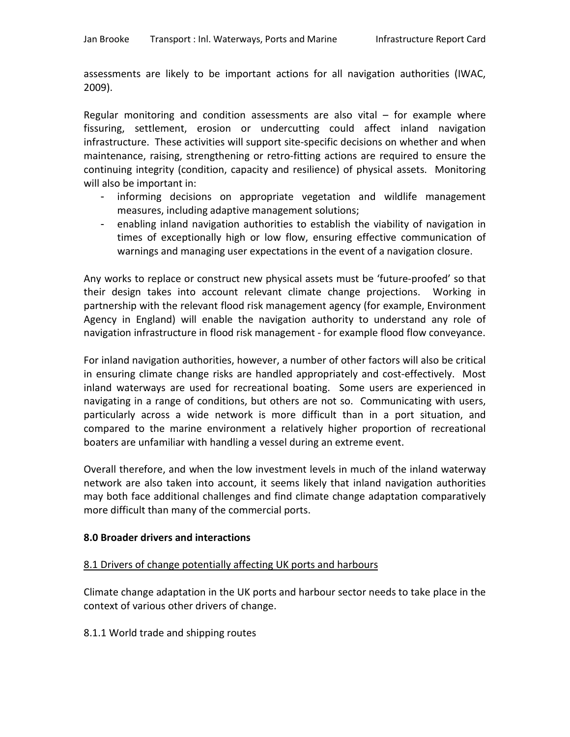assessments are likely to be important actions for all navigation authorities (IWAC, 2009).

Regular monitoring and condition assessments are also vital – for example where fissuring, settlement, erosion or undercutting could affect inland navigation infrastructure. These activities will support site-specific decisions on whether and when maintenance, raising, strengthening or retro-fitting actions are required to ensure the continuing integrity (condition, capacity and resilience) of physical assets. Monitoring will also be important in:

- informing decisions on appropriate vegetation and wildlife management measures, including adaptive management solutions;
- enabling inland navigation authorities to establish the viability of navigation in times of exceptionally high or low flow, ensuring effective communication of warnings and managing user expectations in the event of a navigation closure.

Any works to replace or construct new physical assets must be 'future-proofed' so that their design takes into account relevant climate change projections. Working in partnership with the relevant flood risk management agency (for example, Environment Agency in England) will enable the navigation authority to understand any role of navigation infrastructure in flood risk management - for example flood flow conveyance.

For inland navigation authorities, however, a number of other factors will also be critical in ensuring climate change risks are handled appropriately and cost-effectively. Most inland waterways are used for recreational boating. Some users are experienced in navigating in a range of conditions, but others are not so. Communicating with users, particularly across a wide network is more difficult than in a port situation, and compared to the marine environment a relatively higher proportion of recreational boaters are unfamiliar with handling a vessel during an extreme event.

Overall therefore, and when the low investment levels in much of the inland waterway network are also taken into account, it seems likely that inland navigation authorities may both face additional challenges and find climate change adaptation comparatively more difficult than many of the commercial ports.

## 8.0 Broader drivers and interactions

### 8.1 Drivers of change potentially affecting UK ports and harbours

Climate change adaptation in the UK ports and harbour sector needs to take place in the context of various other drivers of change.

#### 8.1.1 World trade and shipping routes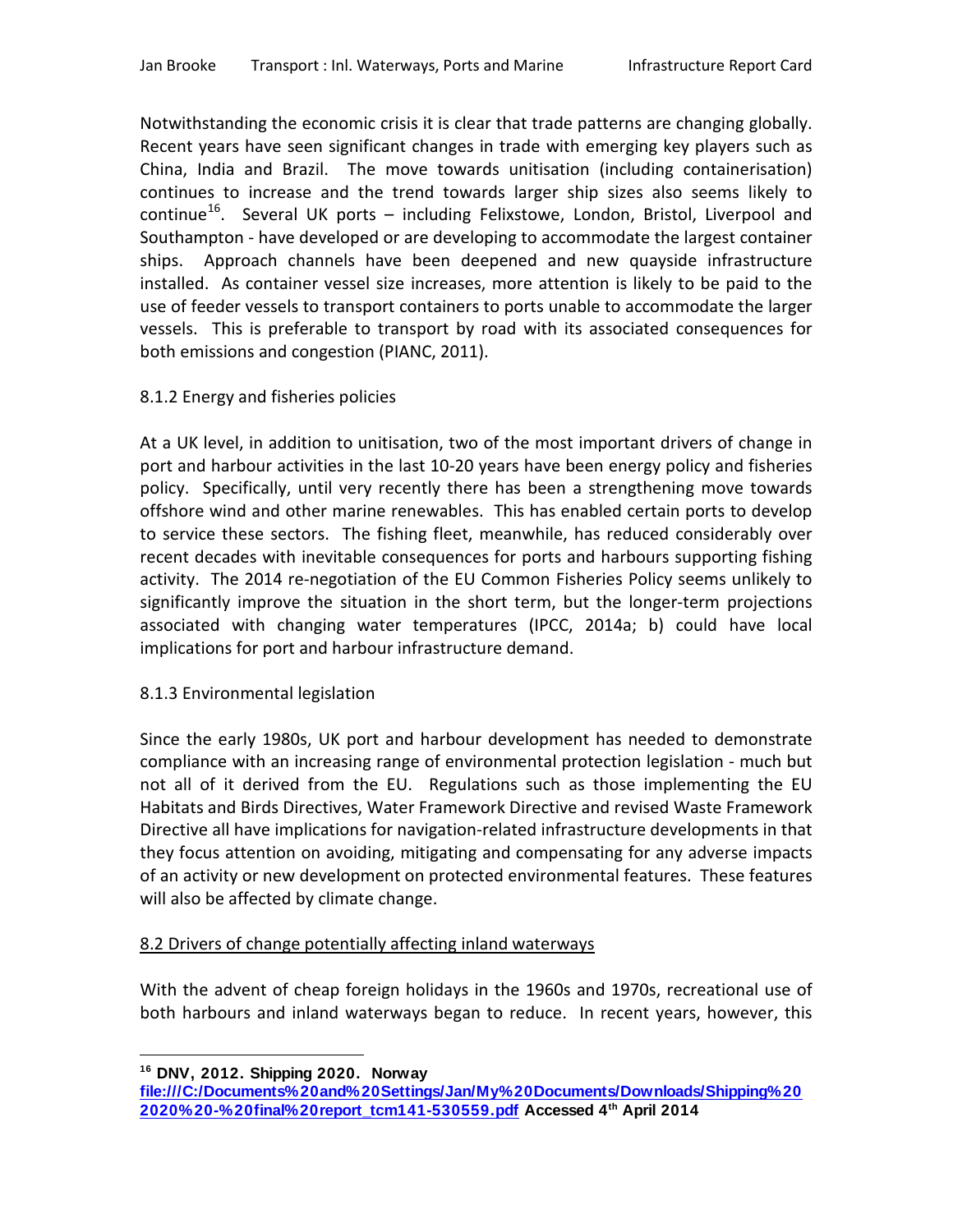Notwithstanding the economic crisis it is clear that trade patterns are changing globally. Recent years have seen significant changes in trade with emerging key players such as China, India and Brazil. The move towards unitisation (including containerisation) continues to increase and the trend towards larger ship sizes also seems likely to continue[16]. Several UK ports – including Felixstowe, London, Bristol, Liverpool and Southampton - have developed or are developing to accommodate the largest container ships. Approach channels have been deepened and new quayside infrastructure installed. As container vessel size increases, more attention is likely to be paid to the use of feeder vessels to transport containers to ports unable to accommodate the larger vessels. This is preferable to transport by road with its associated consequences for both emissions and congestion (PIANC, 2011).

### 8.1.2 Energy and fisheries policies

At a UK level, in addition to unitisation, two of the most important drivers of change in port and harbour activities in the last 10-20 years have been energy policy and fisheries policy. Specifically, until very recently there has been a strengthening move towards offshore wind and other marine renewables. This has enabled certain ports to develop to service these sectors. The fishing fleet, meanwhile, has reduced considerably over recent decades with inevitable consequences for ports and harbours supporting fishing activity. The 2014 re-negotiation of the EU Common Fisheries Policy seems unlikely to significantly improve the situation in the short term, but the longer-term projections associated with changing water temperatures (IPCC, 2014a; b) could have local implications for port and harbour infrastructure demand.

### 8.1.3 Environmental legislation

Since the early 1980s, UK port and harbour development has needed to demonstrate compliance with an increasing range of environmental protection legislation - much but not all of it derived from the EU. Regulations such as those implementing the EU Habitats and Birds Directives, Water Framework Directive and revised Waste Framework Directive all have implications for navigation-related infrastructure developments in that they focus attention on avoiding, mitigating and compensating for any adverse impacts of an activity or new development on protected environmental features. These features will also be affected by climate change.

## 8.2 Drivers of change potentially affecting inland waterways

With the advent of cheap foreign holidays in the 1960s and 1970s, recreational use of both harbours and inland waterways began to reduce. In recent years, however, this

---

[16] **DNV, 2012. Shipping 2020. Norway** **file:///C:/Documents%20and%20Settings/Jan/My%20Documents/Downloads/Shipping%202020%20-%20final%20report_tcm141-530559.pdf Accessed 4th April 2014**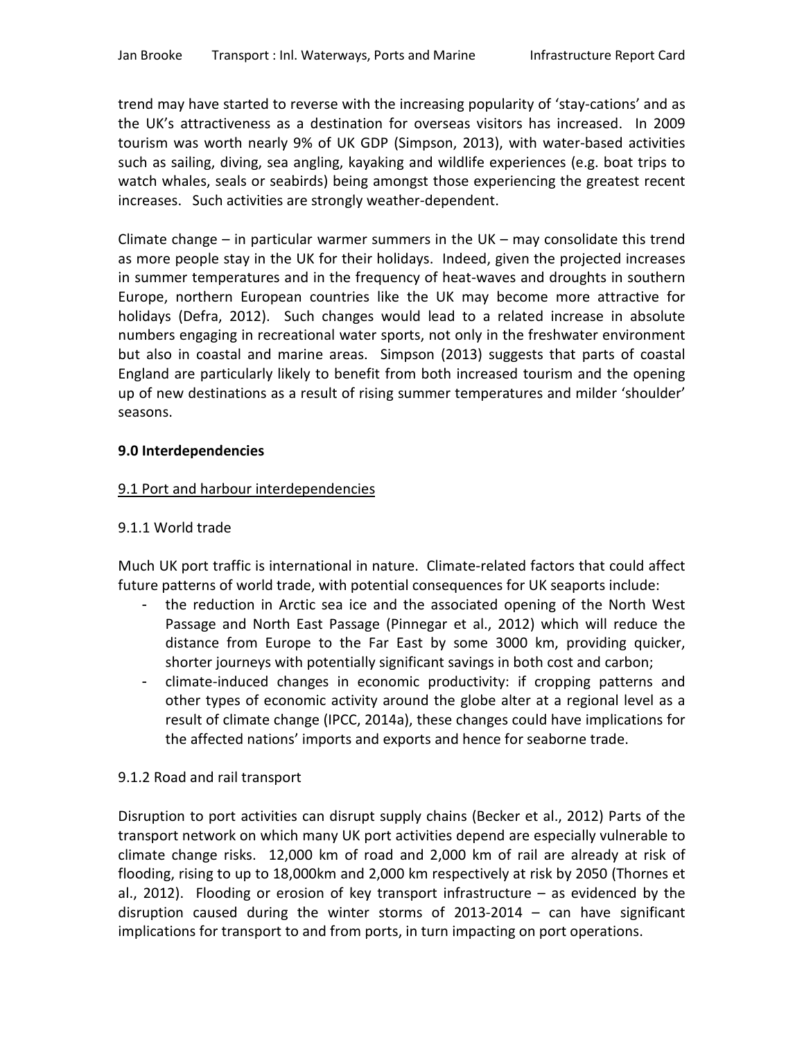trend may have started to reverse with the increasing popularity of 'stay-cations' and as the UK's attractiveness as a destination for overseas visitors has increased. In 2009 tourism was worth nearly 9% of UK GDP (Simpson, 2013), with water-based activities such as sailing, diving, sea angling, kayaking and wildlife experiences (e.g. boat trips to watch whales, seals or seabirds) being amongst those experiencing the greatest recent increases. Such activities are strongly weather-dependent.

Climate change – in particular warmer summers in the UK – may consolidate this trend as more people stay in the UK for their holidays. Indeed, given the projected increases in summer temperatures and in the frequency of heat-waves and droughts in southern Europe, northern European countries like the UK may become more attractive for holidays (Defra, 2012). Such changes would lead to a related increase in absolute numbers engaging in recreational water sports, not only in the freshwater environment but also in coastal and marine areas. Simpson (2013) suggests that parts of coastal England are particularly likely to benefit from both increased tourism and the opening up of new destinations as a result of rising summer temperatures and milder 'shoulder' seasons.

## 9.0 Interdependencies

### 9.1 Port and harbour interdependencies

#### 9.1.1 World trade

Much UK port traffic is international in nature. Climate-related factors that could affect future patterns of world trade, with potential consequences for UK seaports include:

- the reduction in Arctic sea ice and the associated opening of the North West Passage and North East Passage (Pinnegar et al., 2012) which will reduce the distance from Europe to the Far East by some 3000 km, providing quicker, shorter journeys with potentially significant savings in both cost and carbon;
- climate-induced changes in economic productivity: if cropping patterns and other types of economic activity around the globe alter at a regional level as a result of climate change (IPCC, 2014a), these changes could have implications for the affected nations' imports and exports and hence for seaborne trade.

#### 9.1.2 Road and rail transport

Disruption to port activities can disrupt supply chains (Becker et al., 2012) Parts of the transport network on which many UK port activities depend are especially vulnerable to climate change risks. 12,000 km of road and 2,000 km of rail are already at risk of flooding, rising to up to 18,000km and 2,000 km respectively at risk by 2050 (Thornes et al., 2012). Flooding or erosion of key transport infrastructure – as evidenced by the disruption caused during the winter storms of 2013-2014 – can have significant implications for transport to and from ports, in turn impacting on port operations.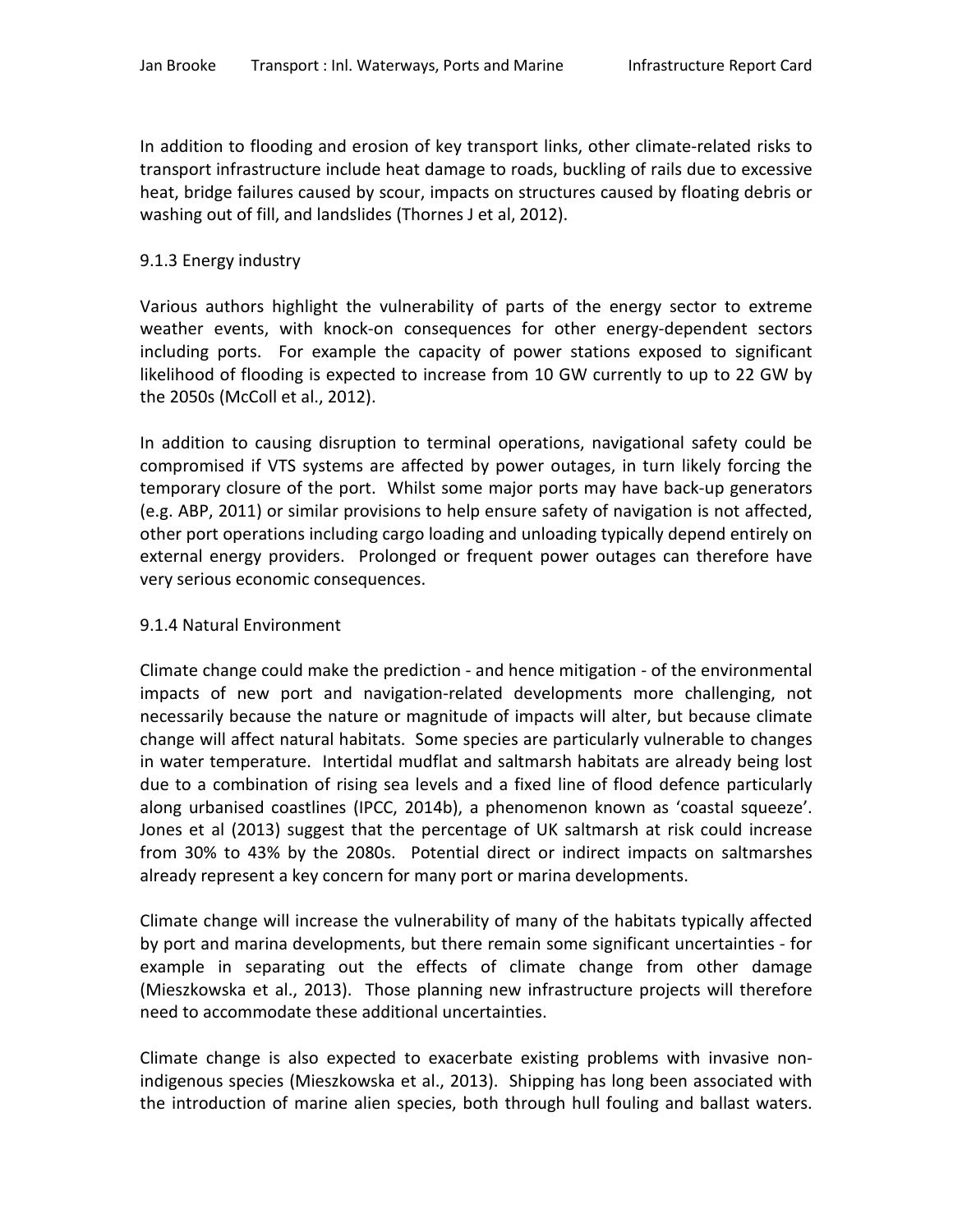In addition to flooding and erosion of key transport links, other climate-related risks to transport infrastructure include heat damage to roads, buckling of rails due to excessive heat, bridge failures caused by scour, impacts on structures caused by floating debris or washing out of fill, and landslides (Thornes J et al, 2012).

### 9.1.3 Energy industry

Various authors highlight the vulnerability of parts of the energy sector to extreme weather events, with knock-on consequences for other energy-dependent sectors including ports. For example the capacity of power stations exposed to significant likelihood of flooding is expected to increase from 10 GW currently to up to 22 GW by the 2050s (McColl et al., 2012).

In addition to causing disruption to terminal operations, navigational safety could be compromised if VTS systems are affected by power outages, in turn likely forcing the temporary closure of the port. Whilst some major ports may have back-up generators (e.g. ABP, 2011) or similar provisions to help ensure safety of navigation is not affected, other port operations including cargo loading and unloading typically depend entirely on external energy providers. Prolonged or frequent power outages can therefore have very serious economic consequences.

### 9.1.4 Natural Environment

Climate change could make the prediction - and hence mitigation - of the environmental impacts of new port and navigation-related developments more challenging, not necessarily because the nature or magnitude of impacts will alter, but because climate change will affect natural habitats. Some species are particularly vulnerable to changes in water temperature. Intertidal mudflat and saltmarsh habitats are already being lost due to a combination of rising sea levels and a fixed line of flood defence particularly along urbanised coastlines (IPCC, 2014b), a phenomenon known as 'coastal squeeze'. Jones et al (2013) suggest that the percentage of UK saltmarsh at risk could increase from 30% to 43% by the 2080s. Potential direct or indirect impacts on saltmarshes already represent a key concern for many port or marina developments.

Climate change will increase the vulnerability of many of the habitats typically affected by port and marina developments, but there remain some significant uncertainties - for example in separating out the effects of climate change from other damage (Mieszkowska et al., 2013). Those planning new infrastructure projects will therefore need to accommodate these additional uncertainties.

Climate change is also expected to exacerbate existing problems with invasive non-indigenous species (Mieszkowska et al., 2013). Shipping has long been associated with the introduction of marine alien species, both through hull fouling and ballast waters.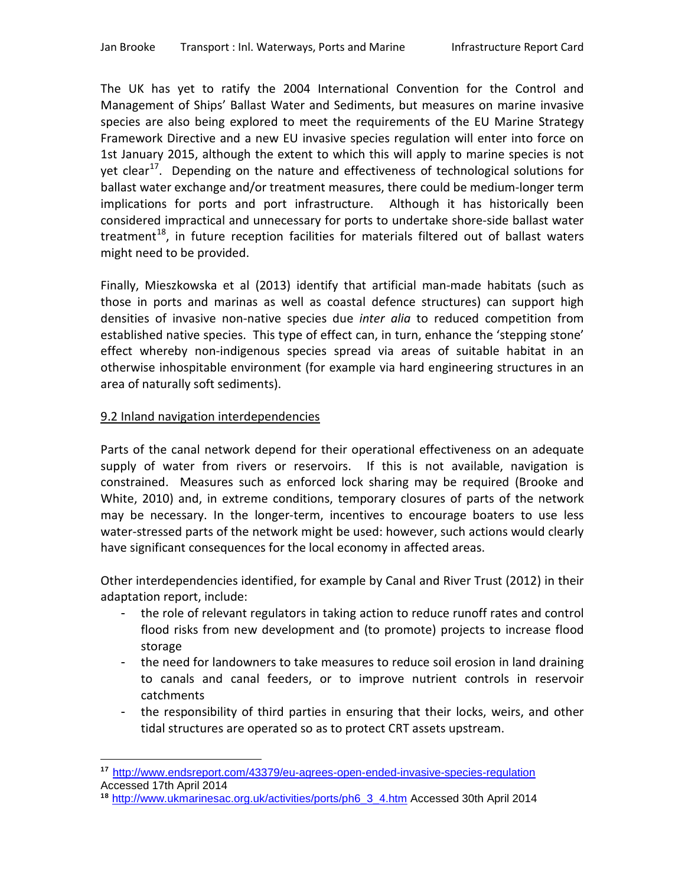The UK has yet to ratify the 2004 International Convention for the Control and Management of Ships' Ballast Water and Sediments, but measures on marine invasive species are also being explored to meet the requirements of the EU Marine Strategy Framework Directive and a new EU invasive species regulation will enter into force on 1st January 2015, although the extent to which this will apply to marine species is not yet clear[17]. Depending on the nature and effectiveness of technological solutions for ballast water exchange and/or treatment measures, there could be medium-longer term implications for ports and port infrastructure. Although it has historically been considered impractical and unnecessary for ports to undertake shore-side ballast water treatment[18], in future reception facilities for materials filtered out of ballast waters might need to be provided.

Finally, Mieszkowska et al (2013) identify that artificial man-made habitats (such as those in ports and marinas as well as coastal defence structures) can support high densities of invasive non-native species due *inter alia* to reduced competition from established native species. This type of effect can, in turn, enhance the 'stepping stone' effect whereby non-indigenous species spread via areas of suitable habitat in an otherwise inhospitable environment (for example via hard engineering structures in an area of naturally soft sediments).

## 9.2 Inland navigation interdependencies

Parts of the canal network depend for their operational effectiveness on an adequate supply of water from rivers or reservoirs. If this is not available, navigation is constrained. Measures such as enforced lock sharing may be required (Brooke and White, 2010) and, in extreme conditions, temporary closures of parts of the network may be necessary. In the longer-term, incentives to encourage boaters to use less water-stressed parts of the network might be used: however, such actions would clearly have significant consequences for the local economy in affected areas.

Other interdependencies identified, for example by Canal and River Trust (2012) in their adaptation report, include:

- the role of relevant regulators in taking action to reduce runoff rates and control flood risks from new development and (to promote) projects to increase flood storage
- the need for landowners to take measures to reduce soil erosion in land draining to canals and canal feeders, or to improve nutrient controls in reservoir catchments
- the responsibility of third parties in ensuring that their locks, weirs, and other tidal structures are operated so as to protect CRT assets upstream.

---

[17] http://www.endsreport.com/43379/eu-agrees-open-ended-invasive-species-regulation Accessed 17th April 2014

[18] http://www.ukmarinesac.org.uk/activities/ports/ph6_3_4.htm Accessed 30th April 2014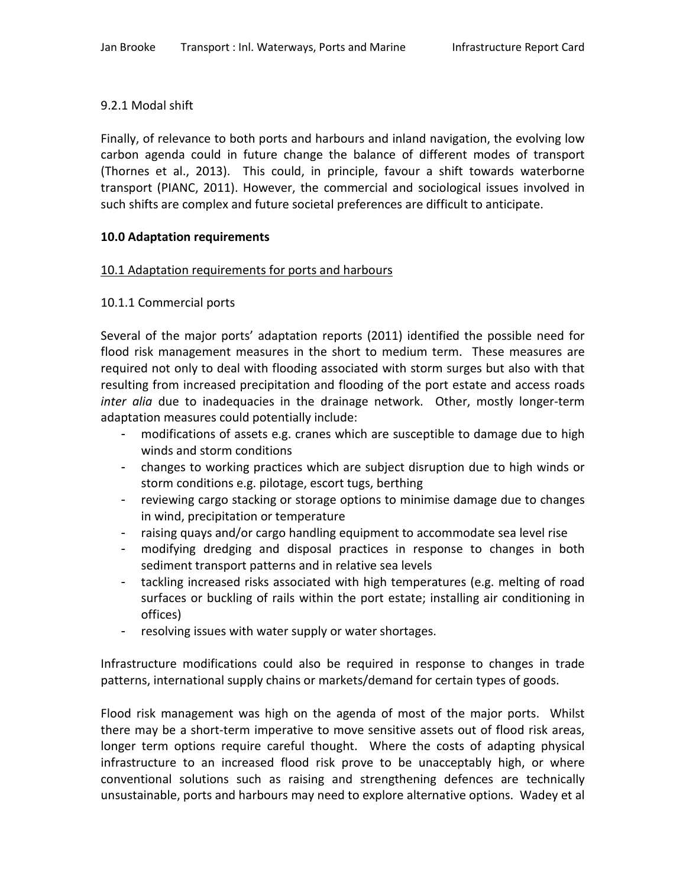### 9.2.1 Modal shift

Finally, of relevance to both ports and harbours and inland navigation, the evolving low carbon agenda could in future change the balance of different modes of transport (Thornes et al., 2013). This could, in principle, favour a shift towards waterborne transport (PIANC, 2011). However, the commercial and sociological issues involved in such shifts are complex and future societal preferences are difficult to anticipate.

## 10.0 Adaptation requirements

### 10.1 Adaptation requirements for ports and harbours

#### 10.1.1 Commercial ports

Several of the major ports' adaptation reports (2011) identified the possible need for flood risk management measures in the short to medium term. These measures are required not only to deal with flooding associated with storm surges but also with that resulting from increased precipitation and flooding of the port estate and access roads *inter alia* due to inadequacies in the drainage network. Other, mostly longer-term adaptation measures could potentially include:

- modifications of assets e.g. cranes which are susceptible to damage due to high winds and storm conditions
- changes to working practices which are subject disruption due to high winds or storm conditions e.g. pilotage, escort tugs, berthing
- reviewing cargo stacking or storage options to minimise damage due to changes in wind, precipitation or temperature
- raising quays and/or cargo handling equipment to accommodate sea level rise
- modifying dredging and disposal practices in response to changes in both sediment transport patterns and in relative sea levels
- tackling increased risks associated with high temperatures (e.g. melting of road surfaces or buckling of rails within the port estate; installing air conditioning in offices)
- resolving issues with water supply or water shortages.

Infrastructure modifications could also be required in response to changes in trade patterns, international supply chains or markets/demand for certain types of goods.

Flood risk management was high on the agenda of most of the major ports. Whilst there may be a short-term imperative to move sensitive assets out of flood risk areas, longer term options require careful thought. Where the costs of adapting physical infrastructure to an increased flood risk prove to be unacceptably high, or where conventional solutions such as raising and strengthening defences are technically unsustainable, ports and harbours may need to explore alternative options. Wadey et al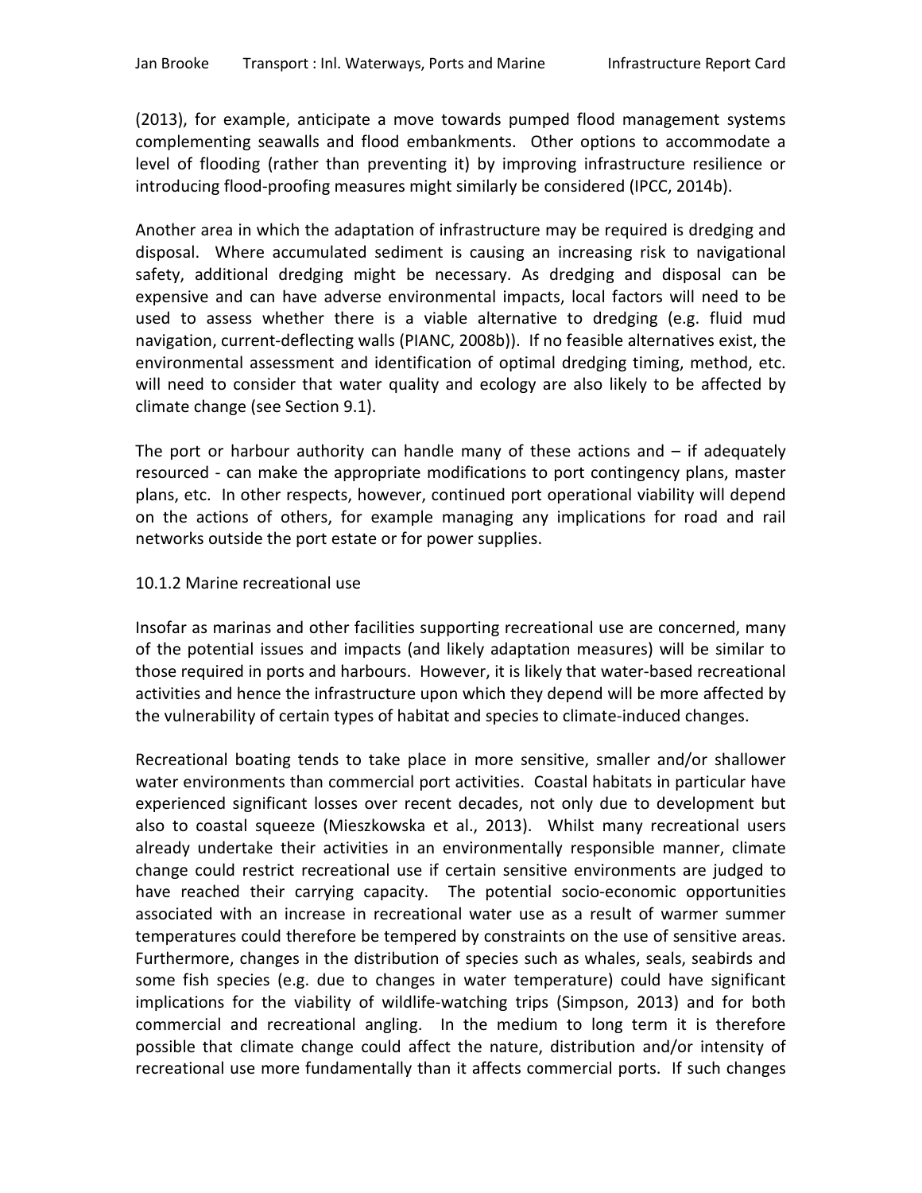(2013), for example, anticipate a move towards pumped flood management systems complementing seawalls and flood embankments. Other options to accommodate a level of flooding (rather than preventing it) by improving infrastructure resilience or introducing flood-proofing measures might similarly be considered (IPCC, 2014b).

Another area in which the adaptation of infrastructure may be required is dredging and disposal. Where accumulated sediment is causing an increasing risk to navigational safety, additional dredging might be necessary. As dredging and disposal can be expensive and can have adverse environmental impacts, local factors will need to be used to assess whether there is a viable alternative to dredging (e.g. fluid mud navigation, current-deflecting walls (PIANC, 2008b)). If no feasible alternatives exist, the environmental assessment and identification of optimal dredging timing, method, etc. will need to consider that water quality and ecology are also likely to be affected by climate change (see Section 9.1).

The port or harbour authority can handle many of these actions and – if adequately resourced - can make the appropriate modifications to port contingency plans, master plans, etc. In other respects, however, continued port operational viability will depend on the actions of others, for example managing any implications for road and rail networks outside the port estate or for power supplies.

### 10.1.2 Marine recreational use

Insofar as marinas and other facilities supporting recreational use are concerned, many of the potential issues and impacts (and likely adaptation measures) will be similar to those required in ports and harbours. However, it is likely that water-based recreational activities and hence the infrastructure upon which they depend will be more affected by the vulnerability of certain types of habitat and species to climate-induced changes.

Recreational boating tends to take place in more sensitive, smaller and/or shallower water environments than commercial port activities. Coastal habitats in particular have experienced significant losses over recent decades, not only due to development but also to coastal squeeze (Mieszkowska et al., 2013). Whilst many recreational users already undertake their activities in an environmentally responsible manner, climate change could restrict recreational use if certain sensitive environments are judged to have reached their carrying capacity. The potential socio-economic opportunities associated with an increase in recreational water use as a result of warmer summer temperatures could therefore be tempered by constraints on the use of sensitive areas. Furthermore, changes in the distribution of species such as whales, seals, seabirds and some fish species (e.g. due to changes in water temperature) could have significant implications for the viability of wildlife-watching trips (Simpson, 2013) and for both commercial and recreational angling. In the medium to long term it is therefore possible that climate change could affect the nature, distribution and/or intensity of recreational use more fundamentally than it affects commercial ports. If such changes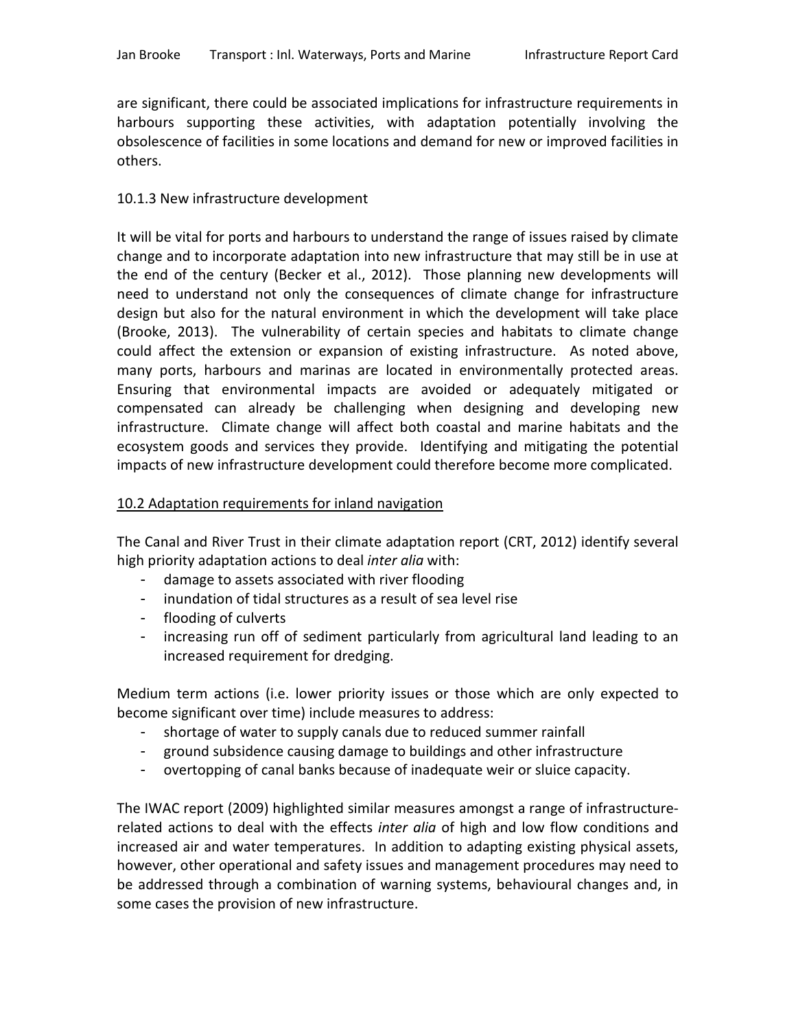are significant, there could be associated implications for infrastructure requirements in harbours supporting these activities, with adaptation potentially involving the obsolescence of facilities in some locations and demand for new or improved facilities in others.

### 10.1.3 New infrastructure development

It will be vital for ports and harbours to understand the range of issues raised by climate change and to incorporate adaptation into new infrastructure that may still be in use at the end of the century (Becker et al., 2012). Those planning new developments will need to understand not only the consequences of climate change for infrastructure design but also for the natural environment in which the development will take place (Brooke, 2013). The vulnerability of certain species and habitats to climate change could affect the extension or expansion of existing infrastructure. As noted above, many ports, harbours and marinas are located in environmentally protected areas. Ensuring that environmental impacts are avoided or adequately mitigated or compensated can already be challenging when designing and developing new infrastructure. Climate change will affect both coastal and marine habitats and the ecosystem goods and services they provide. Identifying and mitigating the potential impacts of new infrastructure development could therefore become more complicated.

## 10.2 Adaptation requirements for inland navigation

The Canal and River Trust in their climate adaptation report (CRT, 2012) identify several high priority adaptation actions to deal *inter alia* with:

- damage to assets associated with river flooding
- inundation of tidal structures as a result of sea level rise
- flooding of culverts
- increasing run off of sediment particularly from agricultural land leading to an increased requirement for dredging.

Medium term actions (i.e. lower priority issues or those which are only expected to become significant over time) include measures to address:

- shortage of water to supply canals due to reduced summer rainfall
- ground subsidence causing damage to buildings and other infrastructure
- overtopping of canal banks because of inadequate weir or sluice capacity.

The IWAC report (2009) highlighted similar measures amongst a range of infrastructure-related actions to deal with the effects *inter alia* of high and low flow conditions and increased air and water temperatures. In addition to adapting existing physical assets, however, other operational and safety issues and management procedures may need to be addressed through a combination of warning systems, behavioural changes and, in some cases the provision of new infrastructure.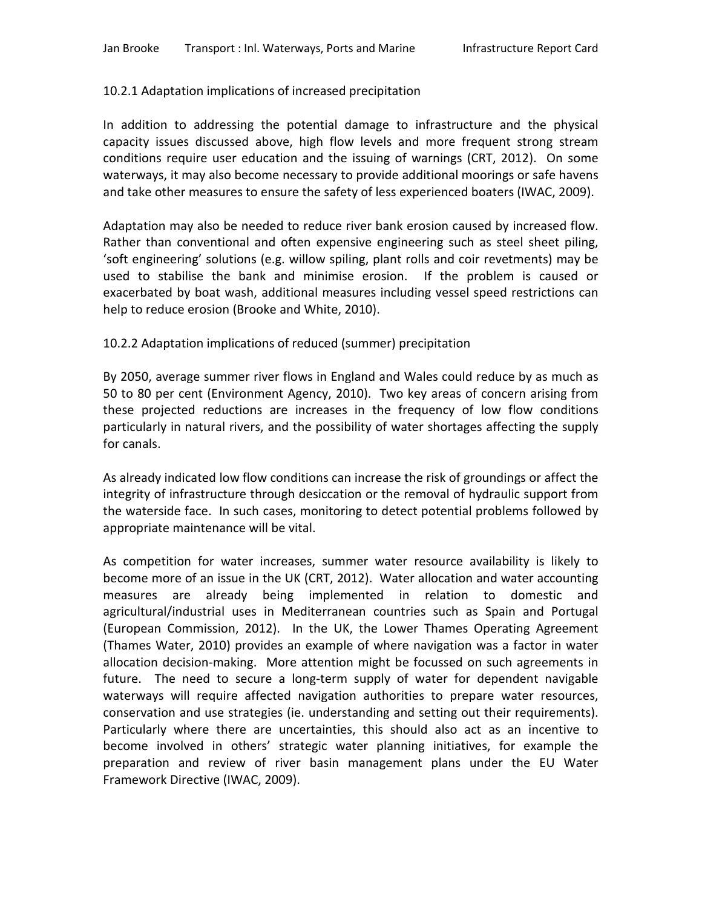### 10.2.1 Adaptation implications of increased precipitation

In addition to addressing the potential damage to infrastructure and the physical capacity issues discussed above, high flow levels and more frequent strong stream conditions require user education and the issuing of warnings (CRT, 2012). On some waterways, it may also become necessary to provide additional moorings or safe havens and take other measures to ensure the safety of less experienced boaters (IWAC, 2009).

Adaptation may also be needed to reduce river bank erosion caused by increased flow. Rather than conventional and often expensive engineering such as steel sheet piling, 'soft engineering' solutions (e.g. willow spiling, plant rolls and coir revetments) may be used to stabilise the bank and minimise erosion. If the problem is caused or exacerbated by boat wash, additional measures including vessel speed restrictions can help to reduce erosion (Brooke and White, 2010).

### 10.2.2 Adaptation implications of reduced (summer) precipitation

By 2050, average summer river flows in England and Wales could reduce by as much as 50 to 80 per cent (Environment Agency, 2010). Two key areas of concern arising from these projected reductions are increases in the frequency of low flow conditions particularly in natural rivers, and the possibility of water shortages affecting the supply for canals.

As already indicated low flow conditions can increase the risk of groundings or affect the integrity of infrastructure through desiccation or the removal of hydraulic support from the waterside face. In such cases, monitoring to detect potential problems followed by appropriate maintenance will be vital.

As competition for water increases, summer water resource availability is likely to become more of an issue in the UK (CRT, 2012). Water allocation and water accounting measures are already being implemented in relation to domestic and agricultural/industrial uses in Mediterranean countries such as Spain and Portugal (European Commission, 2012). In the UK, the Lower Thames Operating Agreement (Thames Water, 2010) provides an example of where navigation was a factor in water allocation decision-making. More attention might be focussed on such agreements in future. The need to secure a long-term supply of water for dependent navigable waterways will require affected navigation authorities to prepare water resources, conservation and use strategies (ie. understanding and setting out their requirements). Particularly where there are uncertainties, this should also act as an incentive to become involved in others' strategic water planning initiatives, for example the preparation and review of river basin management plans under the EU Water Framework Directive (IWAC, 2009).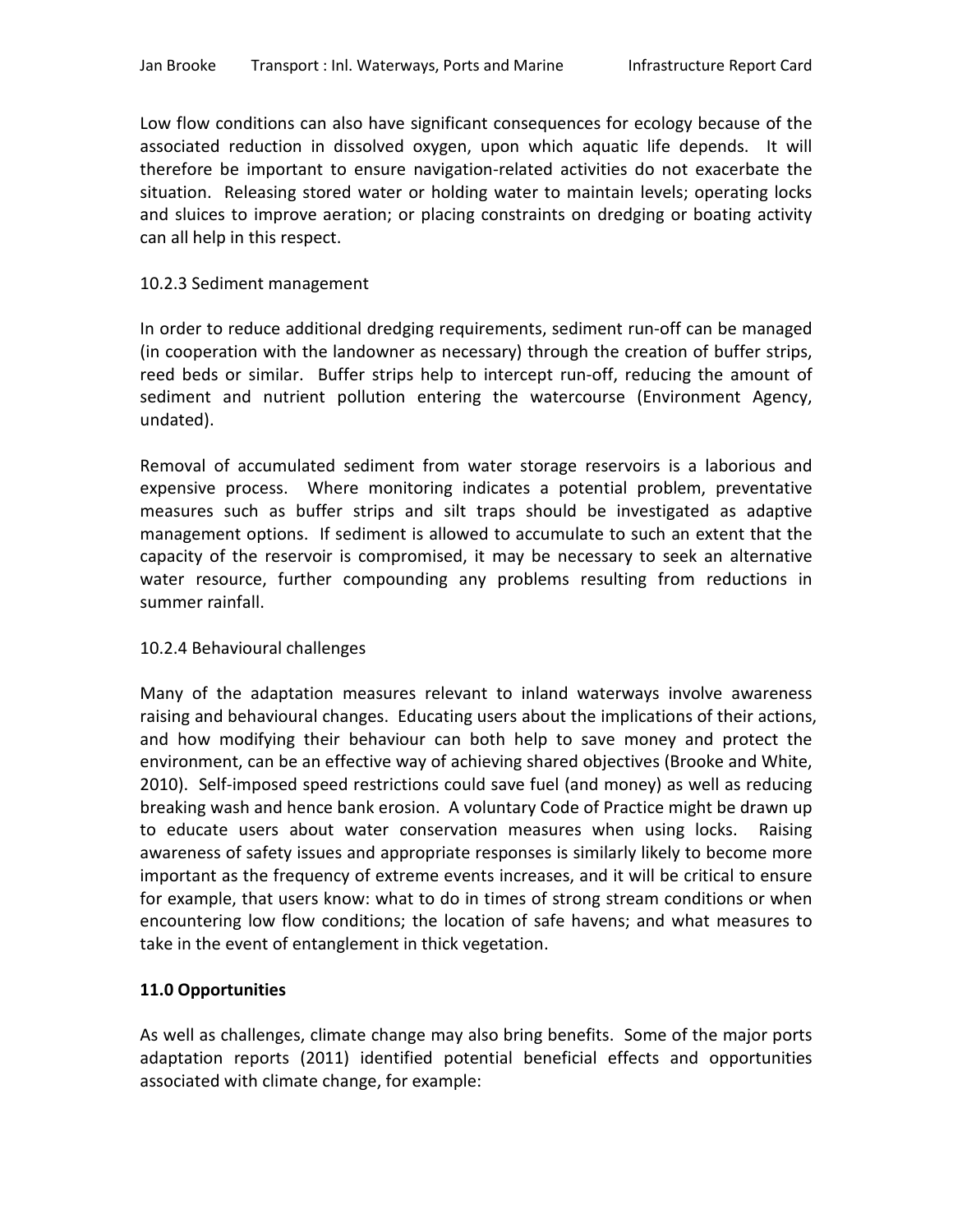Low flow conditions can also have significant consequences for ecology because of the associated reduction in dissolved oxygen, upon which aquatic life depends. It will therefore be important to ensure navigation-related activities do not exacerbate the situation. Releasing stored water or holding water to maintain levels; operating locks and sluices to improve aeration; or placing constraints on dredging or boating activity can all help in this respect.

### 10.2.3 Sediment management

In order to reduce additional dredging requirements, sediment run-off can be managed (in cooperation with the landowner as necessary) through the creation of buffer strips, reed beds or similar. Buffer strips help to intercept run-off, reducing the amount of sediment and nutrient pollution entering the watercourse (Environment Agency, undated).

Removal of accumulated sediment from water storage reservoirs is a laborious and expensive process. Where monitoring indicates a potential problem, preventative measures such as buffer strips and silt traps should be investigated as adaptive management options. If sediment is allowed to accumulate to such an extent that the capacity of the reservoir is compromised, it may be necessary to seek an alternative water resource, further compounding any problems resulting from reductions in summer rainfall.

### 10.2.4 Behavioural challenges

Many of the adaptation measures relevant to inland waterways involve awareness raising and behavioural changes. Educating users about the implications of their actions, and how modifying their behaviour can both help to save money and protect the environment, can be an effective way of achieving shared objectives (Brooke and White, 2010). Self-imposed speed restrictions could save fuel (and money) as well as reducing breaking wash and hence bank erosion. A voluntary Code of Practice might be drawn up to educate users about water conservation measures when using locks. Raising awareness of safety issues and appropriate responses is similarly likely to become more important as the frequency of extreme events increases, and it will be critical to ensure for example, that users know: what to do in times of strong stream conditions or when encountering low flow conditions; the location of safe havens; and what measures to take in the event of entanglement in thick vegetation.

## 11.0 Opportunities

As well as challenges, climate change may also bring benefits. Some of the major ports adaptation reports (2011) identified potential beneficial effects and opportunities associated with climate change, for example: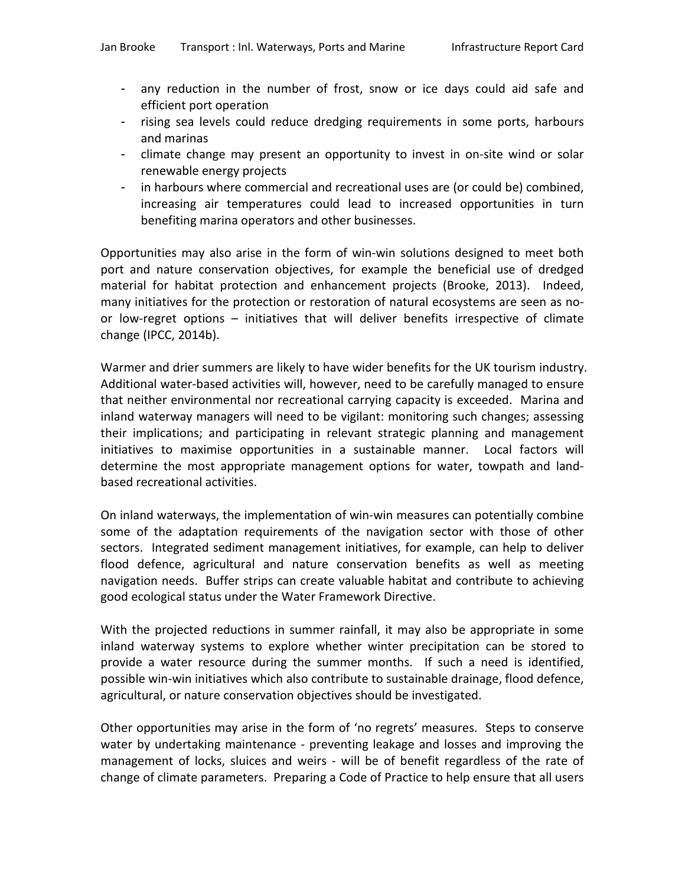- any reduction in the number of frost, snow or ice days could aid safe and efficient port operation
- rising sea levels could reduce dredging requirements in some ports, harbours and marinas
- climate change may present an opportunity to invest in on-site wind or solar renewable energy projects
- in harbours where commercial and recreational uses are (or could be) combined, increasing air temperatures could lead to increased opportunities in turn benefiting marina operators and other businesses.

Opportunities may also arise in the form of win-win solutions designed to meet both port and nature conservation objectives, for example the beneficial use of dredged material for habitat protection and enhancement projects (Brooke, 2013). Indeed, many initiatives for the protection or restoration of natural ecosystems are seen as no- or low-regret options – initiatives that will deliver benefits irrespective of climate change (IPCC, 2014b).

Warmer and drier summers are likely to have wider benefits for the UK tourism industry. Additional water-based activities will, however, need to be carefully managed to ensure that neither environmental nor recreational carrying capacity is exceeded. Marina and inland waterway managers will need to be vigilant: monitoring such changes; assessing their implications; and participating in relevant strategic planning and management initiatives to maximise opportunities in a sustainable manner. Local factors will determine the most appropriate management options for water, towpath and land-based recreational activities.

On inland waterways, the implementation of win-win measures can potentially combine some of the adaptation requirements of the navigation sector with those of other sectors. Integrated sediment management initiatives, for example, can help to deliver flood defence, agricultural and nature conservation benefits as well as meeting navigation needs. Buffer strips can create valuable habitat and contribute to achieving good ecological status under the Water Framework Directive.

With the projected reductions in summer rainfall, it may also be appropriate in some inland waterway systems to explore whether winter precipitation can be stored to provide a water resource during the summer months. If such a need is identified, possible win-win initiatives which also contribute to sustainable drainage, flood defence, agricultural, or nature conservation objectives should be investigated.

Other opportunities may arise in the form of 'no regrets' measures. Steps to conserve water by undertaking maintenance - preventing leakage and losses and improving the management of locks, sluices and weirs - will be of benefit regardless of the rate of change of climate parameters. Preparing a Code of Practice to help ensure that all users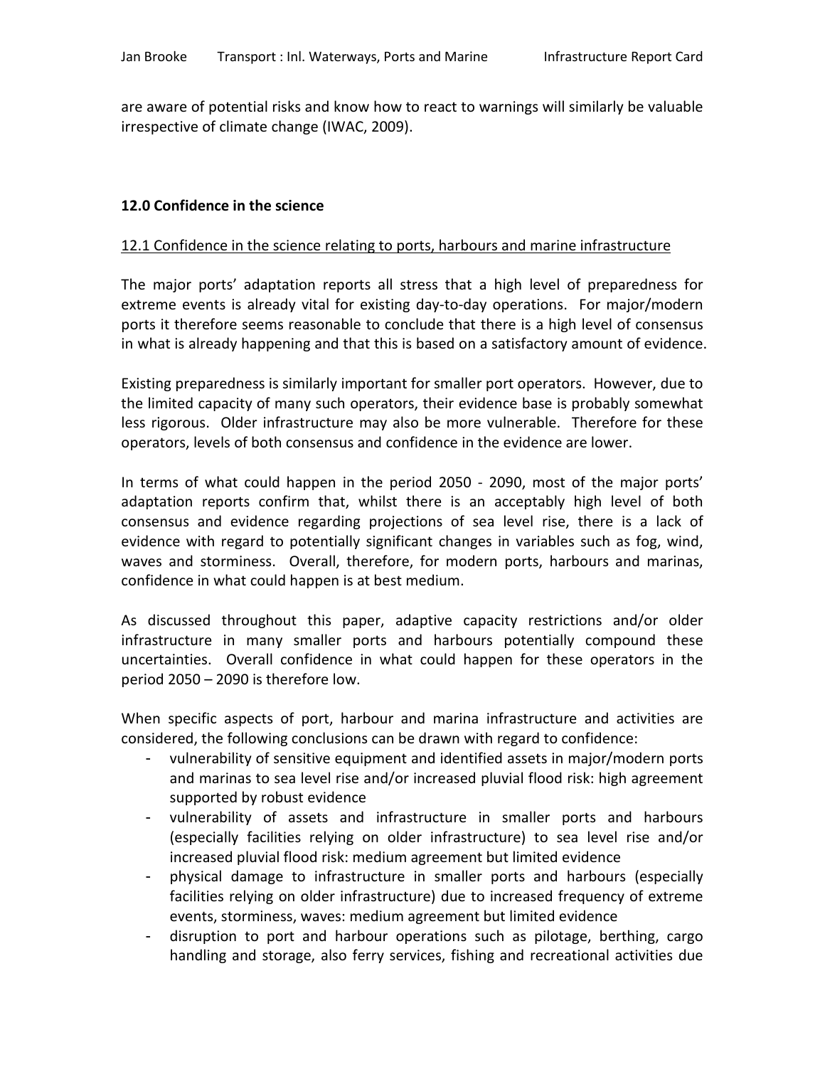are aware of potential risks and know how to react to warnings will similarly be valuable irrespective of climate change (IWAC, 2009).

## 12.0 Confidence in the science

### 12.1 Confidence in the science relating to ports, harbours and marine infrastructure

The major ports' adaptation reports all stress that a high level of preparedness for extreme events is already vital for existing day-to-day operations. For major/modern ports it therefore seems reasonable to conclude that there is a high level of consensus in what is already happening and that this is based on a satisfactory amount of evidence.

Existing preparedness is similarly important for smaller port operators. However, due to the limited capacity of many such operators, their evidence base is probably somewhat less rigorous. Older infrastructure may also be more vulnerable. Therefore for these operators, levels of both consensus and confidence in the evidence are lower.

In terms of what could happen in the period 2050 - 2090, most of the major ports' adaptation reports confirm that, whilst there is an acceptably high level of both consensus and evidence regarding projections of sea level rise, there is a lack of evidence with regard to potentially significant changes in variables such as fog, wind, waves and storminess. Overall, therefore, for modern ports, harbours and marinas, confidence in what could happen is at best medium.

As discussed throughout this paper, adaptive capacity restrictions and/or older infrastructure in many smaller ports and harbours potentially compound these uncertainties. Overall confidence in what could happen for these operators in the period 2050 – 2090 is therefore low.

When specific aspects of port, harbour and marina infrastructure and activities are considered, the following conclusions can be drawn with regard to confidence:

- vulnerability of sensitive equipment and identified assets in major/modern ports and marinas to sea level rise and/or increased pluvial flood risk: high agreement supported by robust evidence
- vulnerability of assets and infrastructure in smaller ports and harbours (especially facilities relying on older infrastructure) to sea level rise and/or increased pluvial flood risk: medium agreement but limited evidence
- physical damage to infrastructure in smaller ports and harbours (especially facilities relying on older infrastructure) due to increased frequency of extreme events, storminess, waves: medium agreement but limited evidence
- disruption to port and harbour operations such as pilotage, berthing, cargo handling and storage, also ferry services, fishing and recreational activities due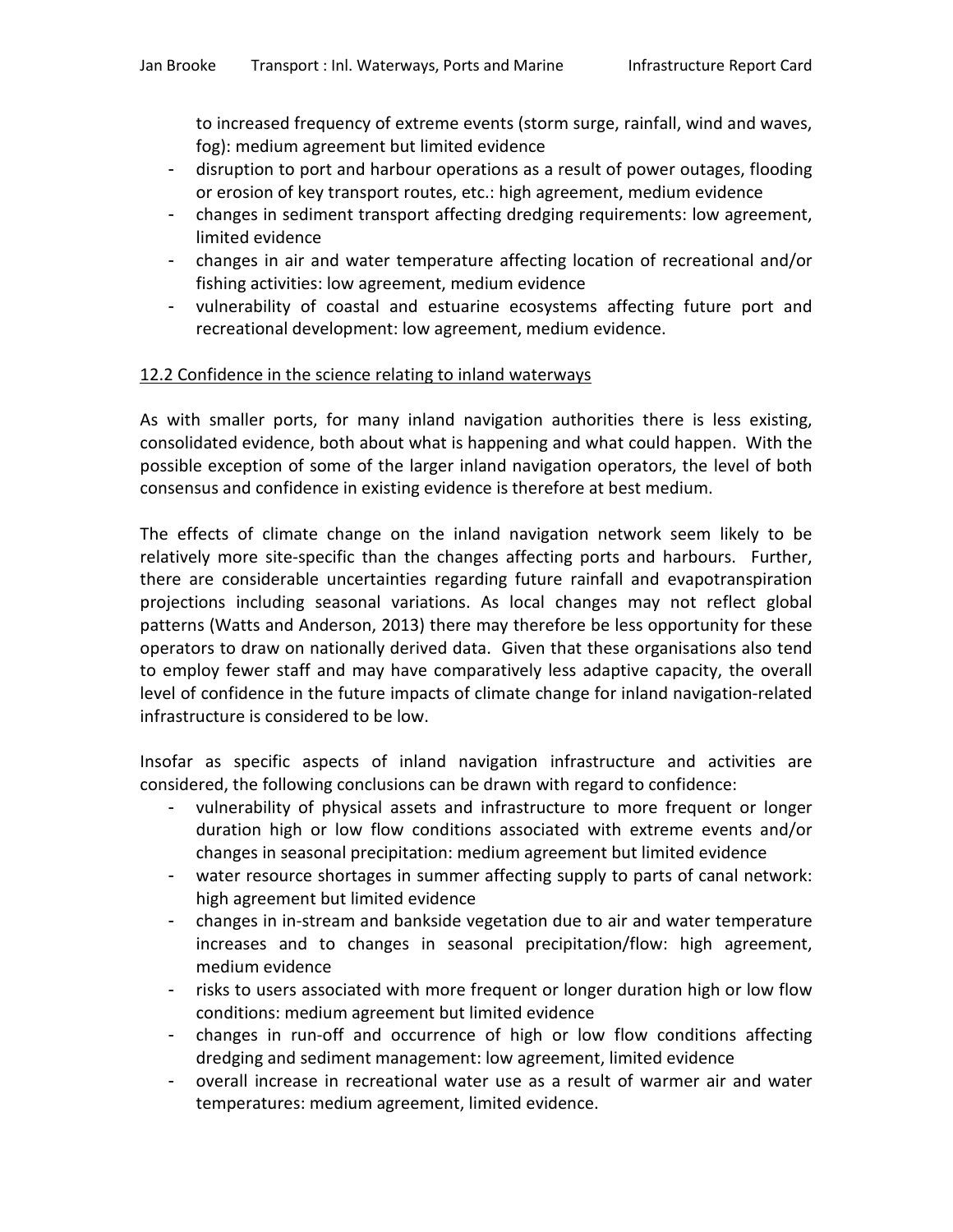to increased frequency of extreme events (storm surge, rainfall, wind and waves, fog): medium agreement but limited evidence

- disruption to port and harbour operations as a result of power outages, flooding or erosion of key transport routes, etc.: high agreement, medium evidence
- changes in sediment transport affecting dredging requirements: low agreement, limited evidence
- changes in air and water temperature affecting location of recreational and/or fishing activities: low agreement, medium evidence
- vulnerability of coastal and estuarine ecosystems affecting future port and recreational development: low agreement, medium evidence.

12.2 Confidence in the science relating to inland waterways

As with smaller ports, for many inland navigation authorities there is less existing, consolidated evidence, both about what is happening and what could happen. With the possible exception of some of the larger inland navigation operators, the level of both consensus and confidence in existing evidence is therefore at best medium.

The effects of climate change on the inland navigation network seem likely to be relatively more site-specific than the changes affecting ports and harbours. Further, there are considerable uncertainties regarding future rainfall and evapotranspiration projections including seasonal variations. As local changes may not reflect global patterns (Watts and Anderson, 2013) there may therefore be less opportunity for these operators to draw on nationally derived data. Given that these organisations also tend to employ fewer staff and may have comparatively less adaptive capacity, the overall level of confidence in the future impacts of climate change for inland navigation-related infrastructure is considered to be low.

Insofar as specific aspects of inland navigation infrastructure and activities are considered, the following conclusions can be drawn with regard to confidence:

- vulnerability of physical assets and infrastructure to more frequent or longer duration high or low flow conditions associated with extreme events and/or changes in seasonal precipitation: medium agreement but limited evidence
- water resource shortages in summer affecting supply to parts of canal network: high agreement but limited evidence
- changes in in-stream and bankside vegetation due to air and water temperature increases and to changes in seasonal precipitation/flow: high agreement, medium evidence
- risks to users associated with more frequent or longer duration high or low flow conditions: medium agreement but limited evidence
- changes in run-off and occurrence of high or low flow conditions affecting dredging and sediment management: low agreement, limited evidence
- overall increase in recreational water use as a result of warmer air and water temperatures: medium agreement, limited evidence.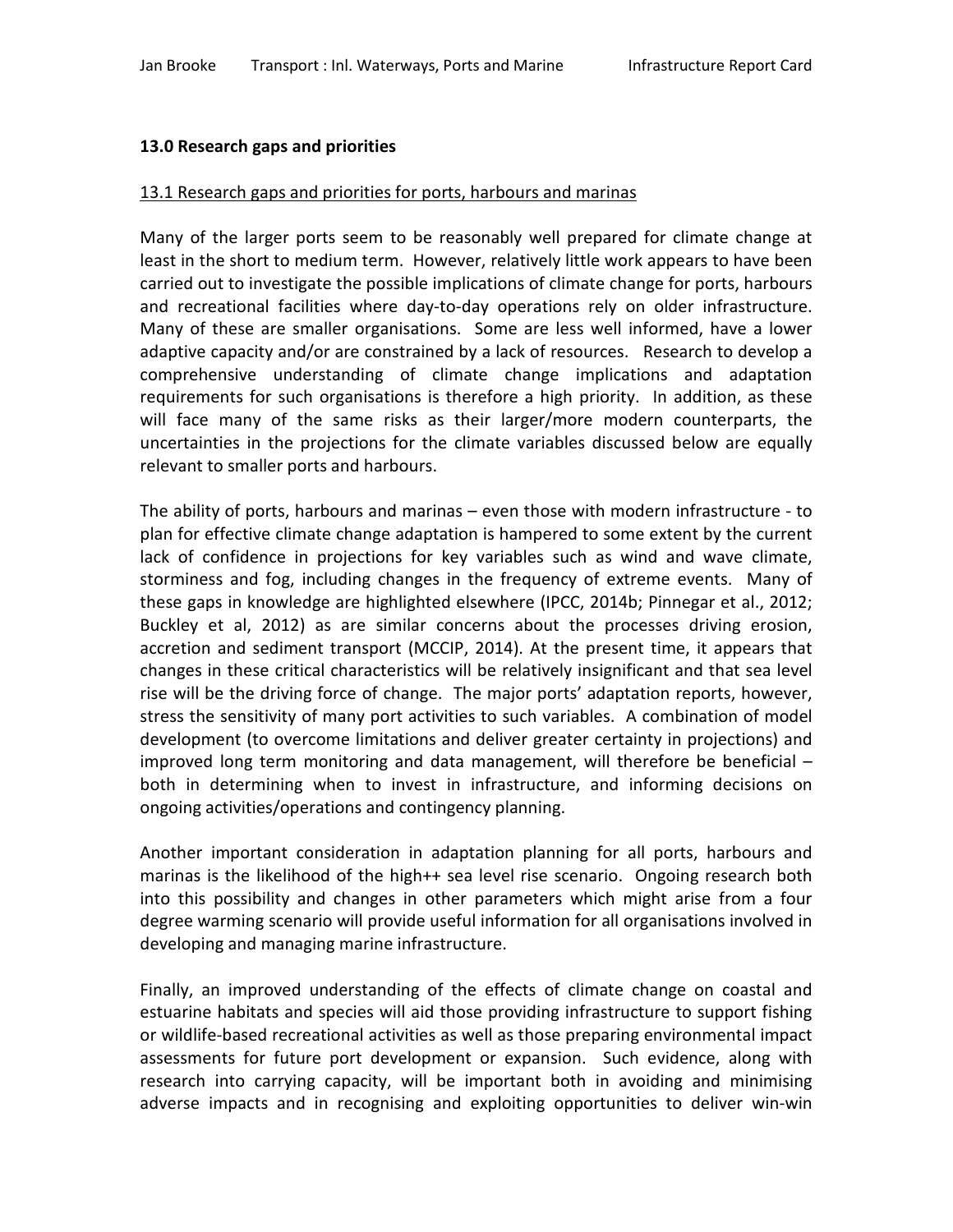### 13.0 Research gaps and priorities

#### 13.1 Research gaps and priorities for ports, harbours and marinas

Many of the larger ports seem to be reasonably well prepared for climate change at least in the short to medium term. However, relatively little work appears to have been carried out to investigate the possible implications of climate change for ports, harbours and recreational facilities where day-to-day operations rely on older infrastructure. Many of these are smaller organisations. Some are less well informed, have a lower adaptive capacity and/or are constrained by a lack of resources. Research to develop a comprehensive understanding of climate change implications and adaptation requirements for such organisations is therefore a high priority. In addition, as these will face many of the same risks as their larger/more modern counterparts, the uncertainties in the projections for the climate variables discussed below are equally relevant to smaller ports and harbours.

The ability of ports, harbours and marinas – even those with modern infrastructure - to plan for effective climate change adaptation is hampered to some extent by the current lack of confidence in projections for key variables such as wind and wave climate, storminess and fog, including changes in the frequency of extreme events. Many of these gaps in knowledge are highlighted elsewhere (IPCC, 2014b; Pinnegar et al., 2012; Buckley et al, 2012) as are similar concerns about the processes driving erosion, accretion and sediment transport (MCCIP, 2014). At the present time, it appears that changes in these critical characteristics will be relatively insignificant and that sea level rise will be the driving force of change. The major ports' adaptation reports, however, stress the sensitivity of many port activities to such variables. A combination of model development (to overcome limitations and deliver greater certainty in projections) and improved long term monitoring and data management, will therefore be beneficial – both in determining when to invest in infrastructure, and informing decisions on ongoing activities/operations and contingency planning.

Another important consideration in adaptation planning for all ports, harbours and marinas is the likelihood of the high++ sea level rise scenario. Ongoing research both into this possibility and changes in other parameters which might arise from a four degree warming scenario will provide useful information for all organisations involved in developing and managing marine infrastructure.

Finally, an improved understanding of the effects of climate change on coastal and estuarine habitats and species will aid those providing infrastructure to support fishing or wildlife-based recreational activities as well as those preparing environmental impact assessments for future port development or expansion. Such evidence, along with research into carrying capacity, will be important both in avoiding and minimising adverse impacts and in recognising and exploiting opportunities to deliver win-win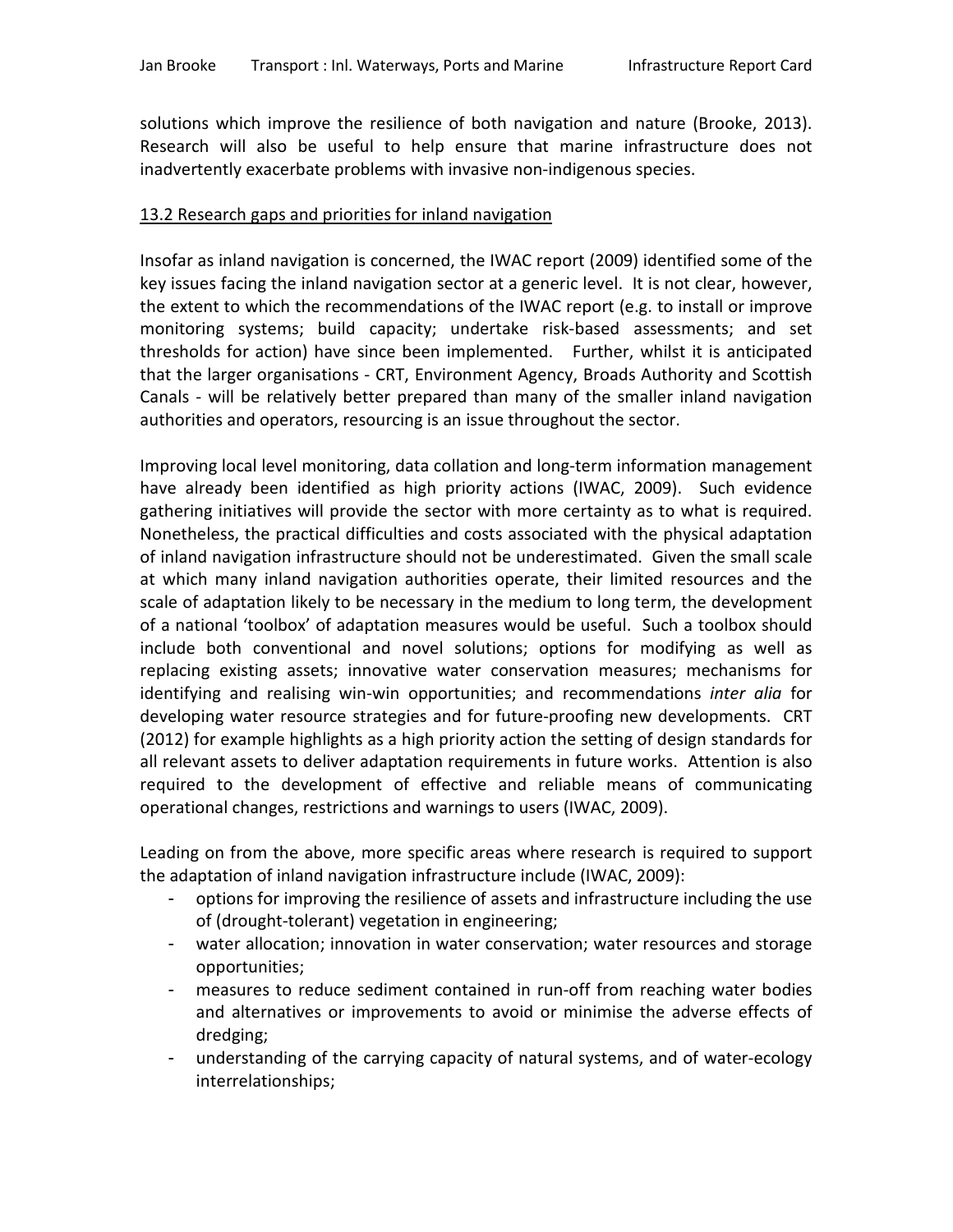solutions which improve the resilience of both navigation and nature (Brooke, 2013). Research will also be useful to help ensure that marine infrastructure does not inadvertently exacerbate problems with invasive non-indigenous species.

## 13.2 Research gaps and priorities for inland navigation

Insofar as inland navigation is concerned, the IWAC report (2009) identified some of the key issues facing the inland navigation sector at a generic level. It is not clear, however, the extent to which the recommendations of the IWAC report (e.g. to install or improve monitoring systems; build capacity; undertake risk-based assessments; and set thresholds for action) have since been implemented. Further, whilst it is anticipated that the larger organisations - CRT, Environment Agency, Broads Authority and Scottish Canals - will be relatively better prepared than many of the smaller inland navigation authorities and operators, resourcing is an issue throughout the sector.

Improving local level monitoring, data collation and long-term information management have already been identified as high priority actions (IWAC, 2009). Such evidence gathering initiatives will provide the sector with more certainty as to what is required. Nonetheless, the practical difficulties and costs associated with the physical adaptation of inland navigation infrastructure should not be underestimated. Given the small scale at which many inland navigation authorities operate, their limited resources and the scale of adaptation likely to be necessary in the medium to long term, the development of a national 'toolbox' of adaptation measures would be useful. Such a toolbox should include both conventional and novel solutions; options for modifying as well as replacing existing assets; innovative water conservation measures; mechanisms for identifying and realising win-win opportunities; and recommendations *inter alia* for developing water resource strategies and for future-proofing new developments. CRT (2012) for example highlights as a high priority action the setting of design standards for all relevant assets to deliver adaptation requirements in future works. Attention is also required to the development of effective and reliable means of communicating operational changes, restrictions and warnings to users (IWAC, 2009).

Leading on from the above, more specific areas where research is required to support the adaptation of inland navigation infrastructure include (IWAC, 2009):

- options for improving the resilience of assets and infrastructure including the use of (drought-tolerant) vegetation in engineering;
- water allocation; innovation in water conservation; water resources and storage opportunities;
- measures to reduce sediment contained in run-off from reaching water bodies and alternatives or improvements to avoid or minimise the adverse effects of dredging;
- understanding of the carrying capacity of natural systems, and of water-ecology interrelationships;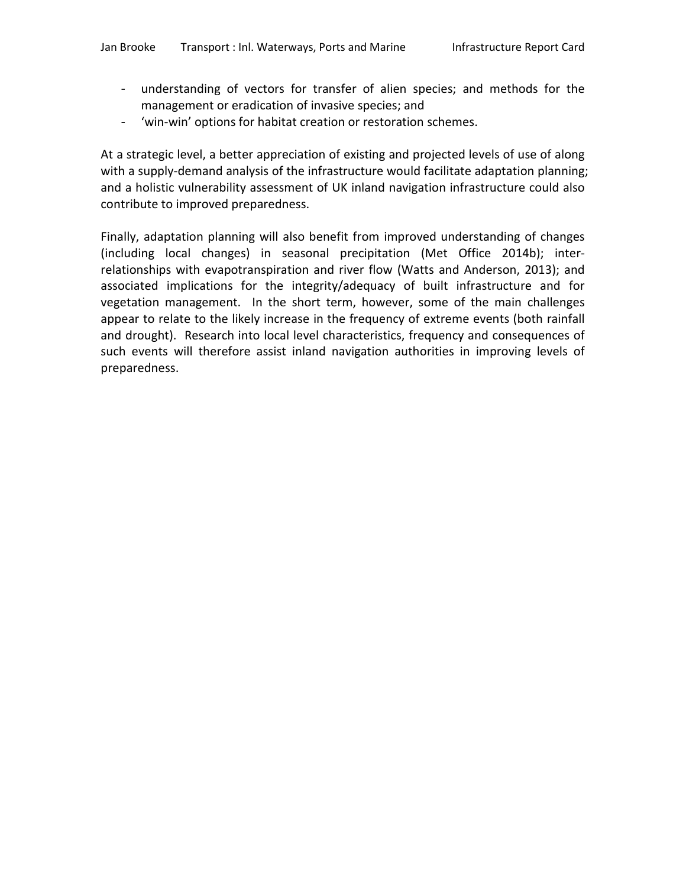- understanding of vectors for transfer of alien species; and methods for the management or eradication of invasive species; and
- 'win-win' options for habitat creation or restoration schemes.

At a strategic level, a better appreciation of existing and projected levels of use of along with a supply-demand analysis of the infrastructure would facilitate adaptation planning; and a holistic vulnerability assessment of UK inland navigation infrastructure could also contribute to improved preparedness.

Finally, adaptation planning will also benefit from improved understanding of changes (including local changes) in seasonal precipitation (Met Office 2014b); inter-relationships with evapotranspiration and river flow (Watts and Anderson, 2013); and associated implications for the integrity/adequacy of built infrastructure and for vegetation management. In the short term, however, some of the main challenges appear to relate to the likely increase in the frequency of extreme events (both rainfall and drought). Research into local level characteristics, frequency and consequences of such events will therefore assist inland navigation authorities in improving levels of preparedness.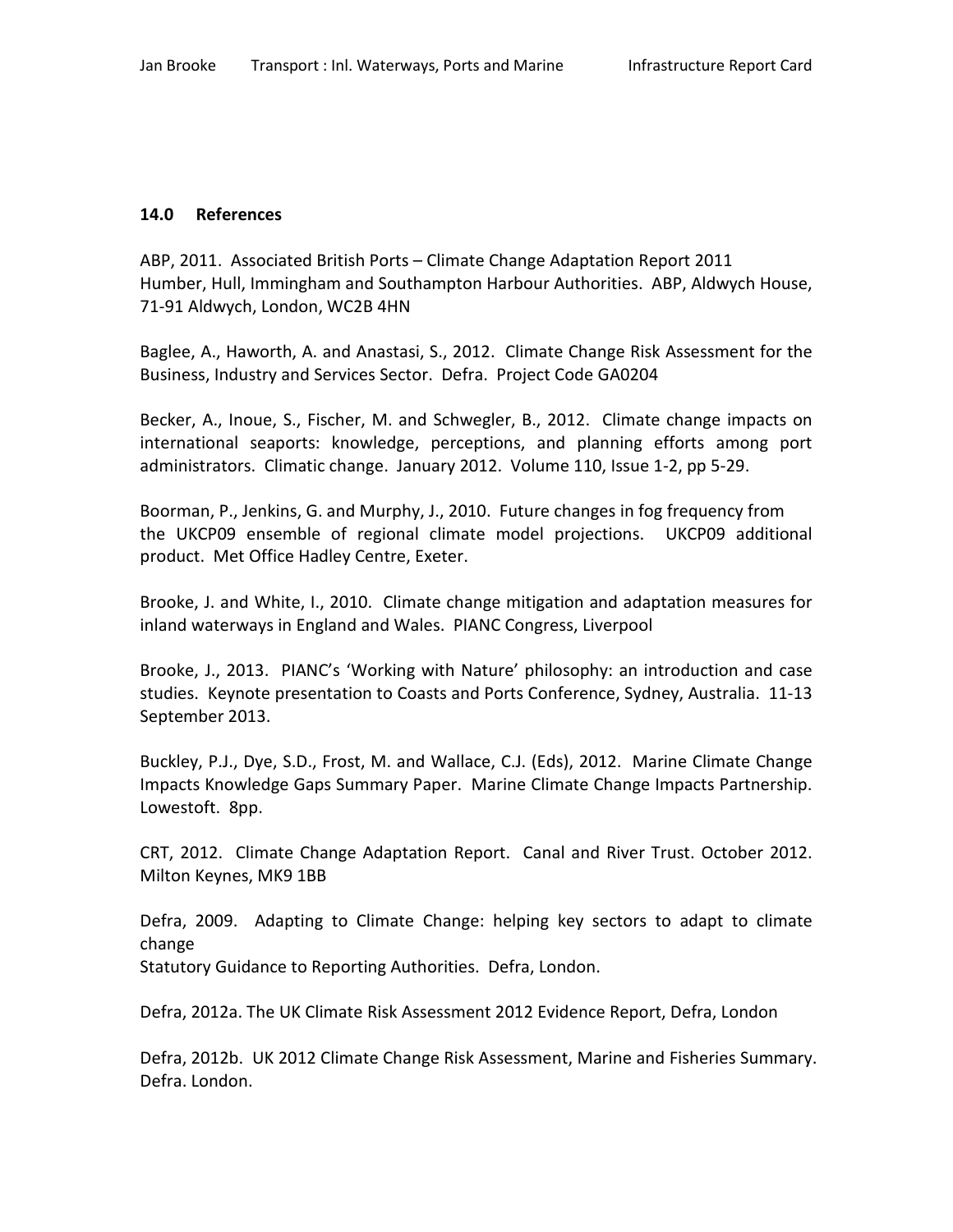## 14.0 References

ABP, 2011. Associated British Ports – Climate Change Adaptation Report 2011
Humber, Hull, Immingham and Southampton Harbour Authorities. ABP, Aldwych House, 71-91 Aldwych, London, WC2B 4HN

Baglee, A., Haworth, A. and Anastasi, S., 2012. Climate Change Risk Assessment for the Business, Industry and Services Sector. Defra. Project Code GA0204

Becker, A., Inoue, S., Fischer, M. and Schwegler, B., 2012. Climate change impacts on international seaports: knowledge, perceptions, and planning efforts among port administrators. Climatic change. January 2012. Volume 110, Issue 1-2, pp 5-29.

Boorman, P., Jenkins, G. and Murphy, J., 2010. Future changes in fog frequency from the UKCP09 ensemble of regional climate model projections. UKCP09 additional product. Met Office Hadley Centre, Exeter.

Brooke, J. and White, I., 2010. Climate change mitigation and adaptation measures for inland waterways in England and Wales. PIANC Congress, Liverpool

Brooke, J., 2013. PIANC's 'Working with Nature' philosophy: an introduction and case studies. Keynote presentation to Coasts and Ports Conference, Sydney, Australia. 11-13 September 2013.

Buckley, P.J., Dye, S.D., Frost, M. and Wallace, C.J. (Eds), 2012. Marine Climate Change Impacts Knowledge Gaps Summary Paper. Marine Climate Change Impacts Partnership. Lowestoft. 8pp.

CRT, 2012. Climate Change Adaptation Report. Canal and River Trust. October 2012. Milton Keynes, MK9 1BB

Defra, 2009. Adapting to Climate Change: helping key sectors to adapt to climate change
Statutory Guidance to Reporting Authorities. Defra, London.

Defra, 2012a. The UK Climate Risk Assessment 2012 Evidence Report, Defra, London

Defra, 2012b. UK 2012 Climate Change Risk Assessment, Marine and Fisheries Summary. Defra. London.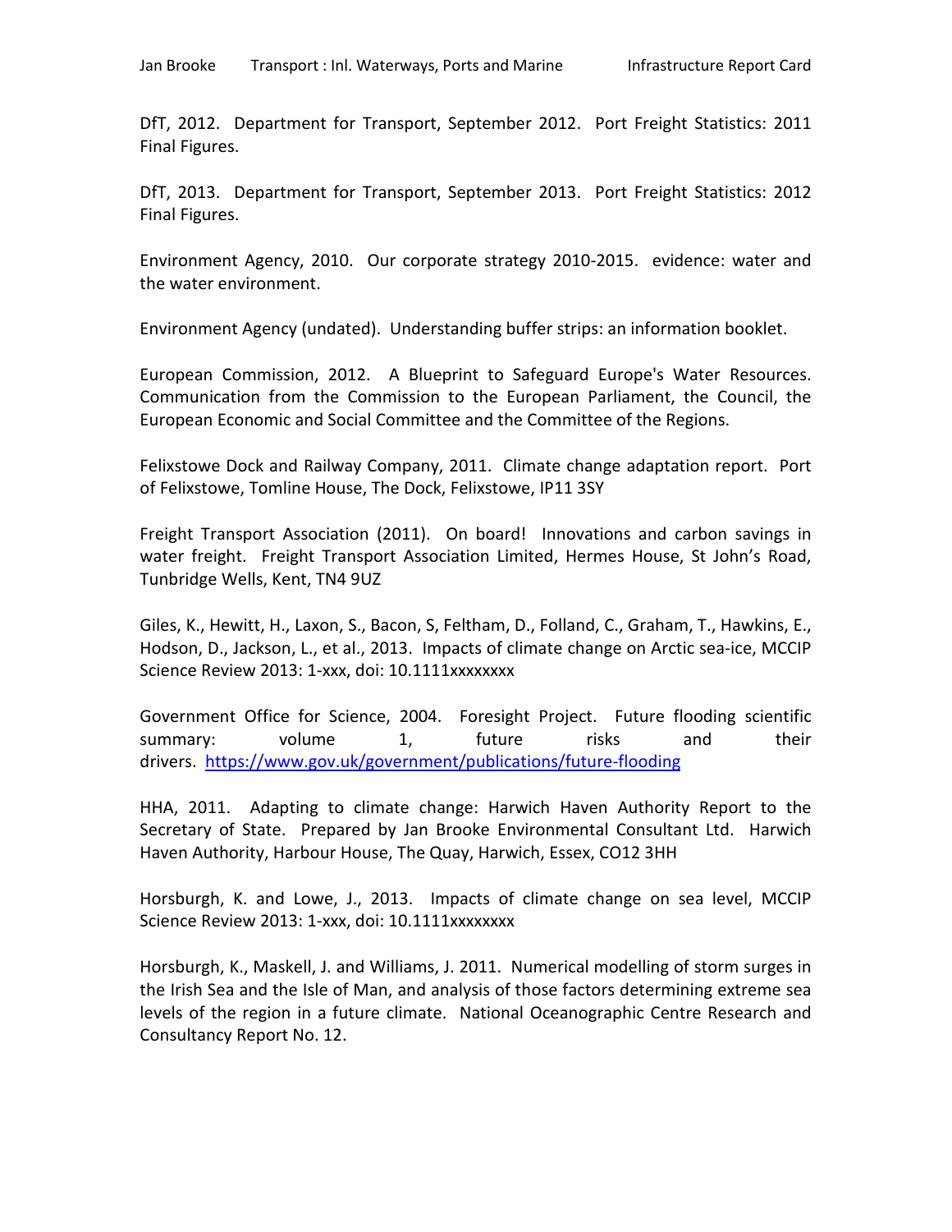DfT, 2012. Department for Transport, September 2012. Port Freight Statistics: 2011 Final Figures.

DfT, 2013. Department for Transport, September 2013. Port Freight Statistics: 2012 Final Figures.

Environment Agency, 2010. Our corporate strategy 2010-2015. evidence: water and the water environment.

Environment Agency (undated). Understanding buffer strips: an information booklet.

European Commission, 2012. A Blueprint to Safeguard Europe's Water Resources. Communication from the Commission to the European Parliament, the Council, the European Economic and Social Committee and the Committee of the Regions.

Felixstowe Dock and Railway Company, 2011. Climate change adaptation report. Port of Felixstowe, Tomline House, The Dock, Felixstowe, IP11 3SY

Freight Transport Association (2011). On board! Innovations and carbon savings in water freight. Freight Transport Association Limited, Hermes House, St John's Road, Tunbridge Wells, Kent, TN4 9UZ

Giles, K., Hewitt, H., Laxon, S., Bacon, S, Feltham, D., Folland, C., Graham, T., Hawkins, E., Hodson, D., Jackson, L., et al., 2013. Impacts of climate change on Arctic sea-ice, MCCIP Science Review 2013: 1-xxx, doi: 10.1111xxxxxxxx

Government Office for Science, 2004. Foresight Project. Future flooding scientific summary: volume 1, future risks and their drivers. https://www.gov.uk/government/publications/future-flooding

HHA, 2011. Adapting to climate change: Harwich Haven Authority Report to the Secretary of State. Prepared by Jan Brooke Environmental Consultant Ltd. Harwich Haven Authority, Harbour House, The Quay, Harwich, Essex, CO12 3HH

Horsburgh, K. and Lowe, J., 2013. Impacts of climate change on sea level, MCCIP Science Review 2013: 1-xxx, doi: 10.1111xxxxxxxx

Horsburgh, K., Maskell, J. and Williams, J. 2011. Numerical modelling of storm surges in the Irish Sea and the Isle of Man, and analysis of those factors determining extreme sea levels of the region in a future climate. National Oceanographic Centre Research and Consultancy Report No. 12.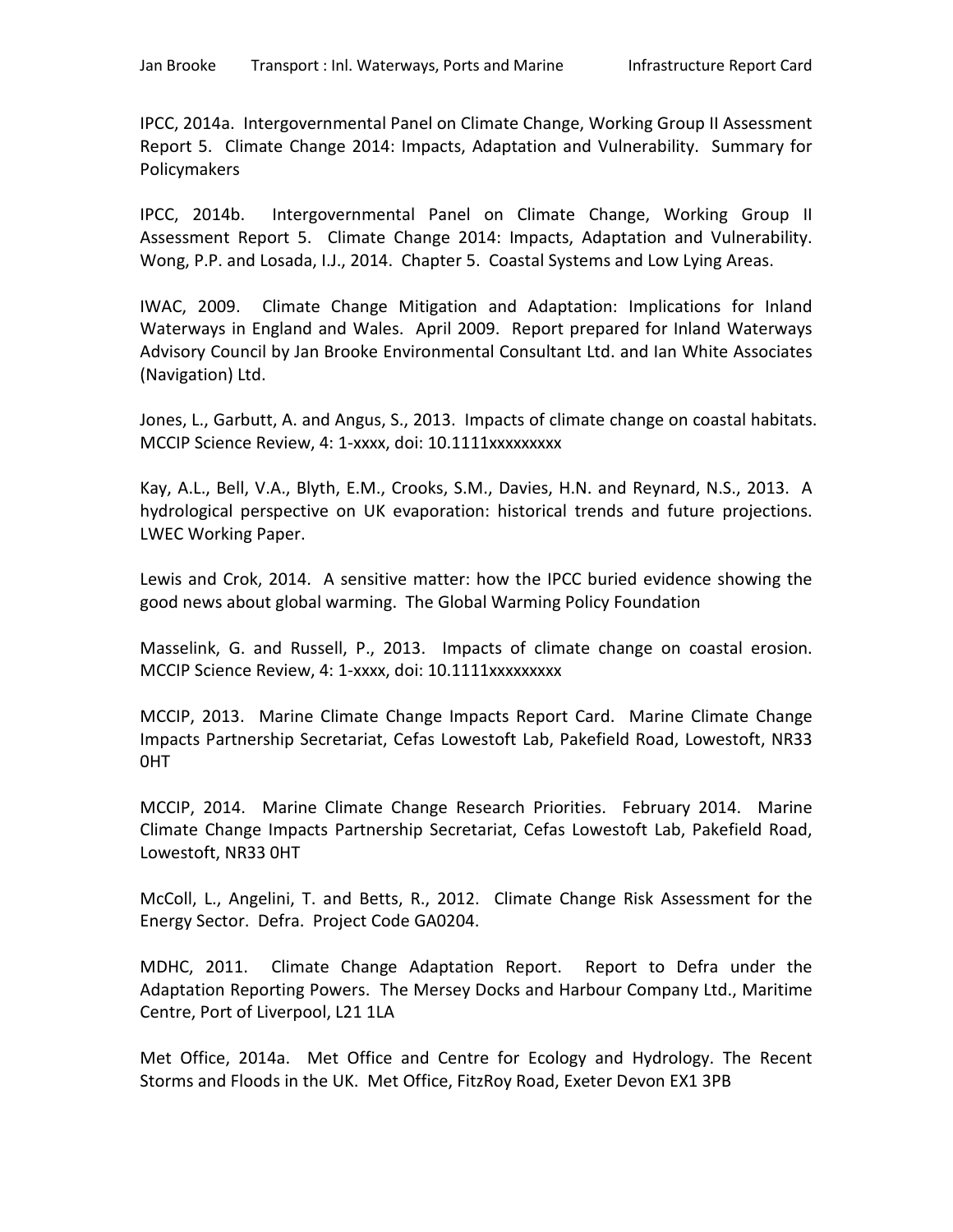IPCC, 2014a. Intergovernmental Panel on Climate Change, Working Group II Assessment Report 5. Climate Change 2014: Impacts, Adaptation and Vulnerability. Summary for Policymakers

IPCC, 2014b. Intergovernmental Panel on Climate Change, Working Group II Assessment Report 5. Climate Change 2014: Impacts, Adaptation and Vulnerability. Wong, P.P. and Losada, I.J., 2014. Chapter 5. Coastal Systems and Low Lying Areas.

IWAC, 2009. Climate Change Mitigation and Adaptation: Implications for Inland Waterways in England and Wales. April 2009. Report prepared for Inland Waterways Advisory Council by Jan Brooke Environmental Consultant Ltd. and Ian White Associates (Navigation) Ltd.

Jones, L., Garbutt, A. and Angus, S., 2013. Impacts of climate change on coastal habitats. MCCIP Science Review, 4: 1-xxxx, doi: 10.1111xxxxxxxxx

Kay, A.L., Bell, V.A., Blyth, E.M., Crooks, S.M., Davies, H.N. and Reynard, N.S., 2013. A hydrological perspective on UK evaporation: historical trends and future projections. LWEC Working Paper.

Lewis and Crok, 2014. A sensitive matter: how the IPCC buried evidence showing the good news about global warming. The Global Warming Policy Foundation

Masselink, G. and Russell, P., 2013. Impacts of climate change on coastal erosion. MCCIP Science Review, 4: 1-xxxx, doi: 10.1111xxxxxxxxx

MCCIP, 2013. Marine Climate Change Impacts Report Card. Marine Climate Change Impacts Partnership Secretariat, Cefas Lowestoft Lab, Pakefield Road, Lowestoft, NR33 0HT

MCCIP, 2014. Marine Climate Change Research Priorities. February 2014. Marine Climate Change Impacts Partnership Secretariat, Cefas Lowestoft Lab, Pakefield Road, Lowestoft, NR33 0HT

McColl, L., Angelini, T. and Betts, R., 2012. Climate Change Risk Assessment for the Energy Sector. Defra. Project Code GA0204.

MDHC, 2011. Climate Change Adaptation Report. Report to Defra under the Adaptation Reporting Powers. The Mersey Docks and Harbour Company Ltd., Maritime Centre, Port of Liverpool, L21 1LA

Met Office, 2014a. Met Office and Centre for Ecology and Hydrology. The Recent Storms and Floods in the UK. Met Office, FitzRoy Road, Exeter Devon EX1 3PB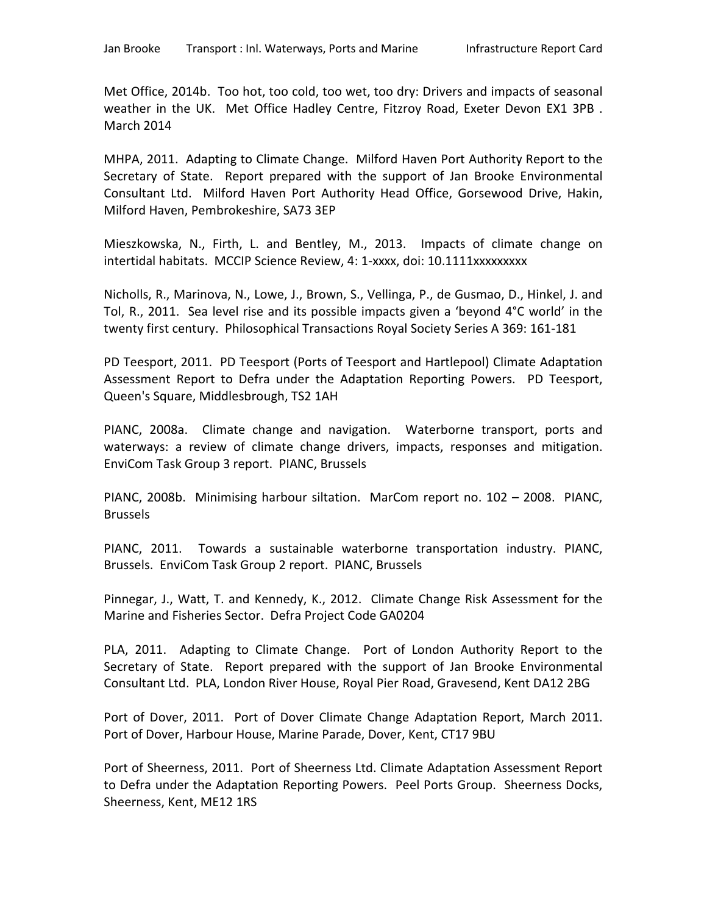Met Office, 2014b. Too hot, too cold, too wet, too dry: Drivers and impacts of seasonal weather in the UK. Met Office Hadley Centre, Fitzroy Road, Exeter Devon EX1 3PB . March 2014

MHPA, 2011. Adapting to Climate Change. Milford Haven Port Authority Report to the Secretary of State. Report prepared with the support of Jan Brooke Environmental Consultant Ltd. Milford Haven Port Authority Head Office, Gorsewood Drive, Hakin, Milford Haven, Pembrokeshire, SA73 3EP

Mieszkowska, N., Firth, L. and Bentley, M., 2013. Impacts of climate change on intertidal habitats. MCCIP Science Review, 4: 1-xxxx, doi: 10.1111xxxxxxxxx

Nicholls, R., Marinova, N., Lowe, J., Brown, S., Vellinga, P., de Gusmao, D., Hinkel, J. and Tol, R., 2011. Sea level rise and its possible impacts given a 'beyond 4°C world' in the twenty first century. Philosophical Transactions Royal Society Series A 369: 161-181

PD Teesport, 2011. PD Teesport (Ports of Teesport and Hartlepool) Climate Adaptation Assessment Report to Defra under the Adaptation Reporting Powers. PD Teesport, Queen's Square, Middlesbrough, TS2 1AH

PIANC, 2008a. Climate change and navigation. Waterborne transport, ports and waterways: a review of climate change drivers, impacts, responses and mitigation. EnviCom Task Group 3 report. PIANC, Brussels

PIANC, 2008b. Minimising harbour siltation. MarCom report no. 102 – 2008. PIANC, Brussels

PIANC, 2011. Towards a sustainable waterborne transportation industry. PIANC, Brussels. EnviCom Task Group 2 report. PIANC, Brussels

Pinnegar, J., Watt, T. and Kennedy, K., 2012. Climate Change Risk Assessment for the Marine and Fisheries Sector. Defra Project Code GA0204

PLA, 2011. Adapting to Climate Change. Port of London Authority Report to the Secretary of State. Report prepared with the support of Jan Brooke Environmental Consultant Ltd. PLA, London River House, Royal Pier Road, Gravesend, Kent DA12 2BG

Port of Dover, 2011. Port of Dover Climate Change Adaptation Report, March 2011. Port of Dover, Harbour House, Marine Parade, Dover, Kent, CT17 9BU

Port of Sheerness, 2011. Port of Sheerness Ltd. Climate Adaptation Assessment Report to Defra under the Adaptation Reporting Powers. Peel Ports Group. Sheerness Docks, Sheerness, Kent, ME12 1RS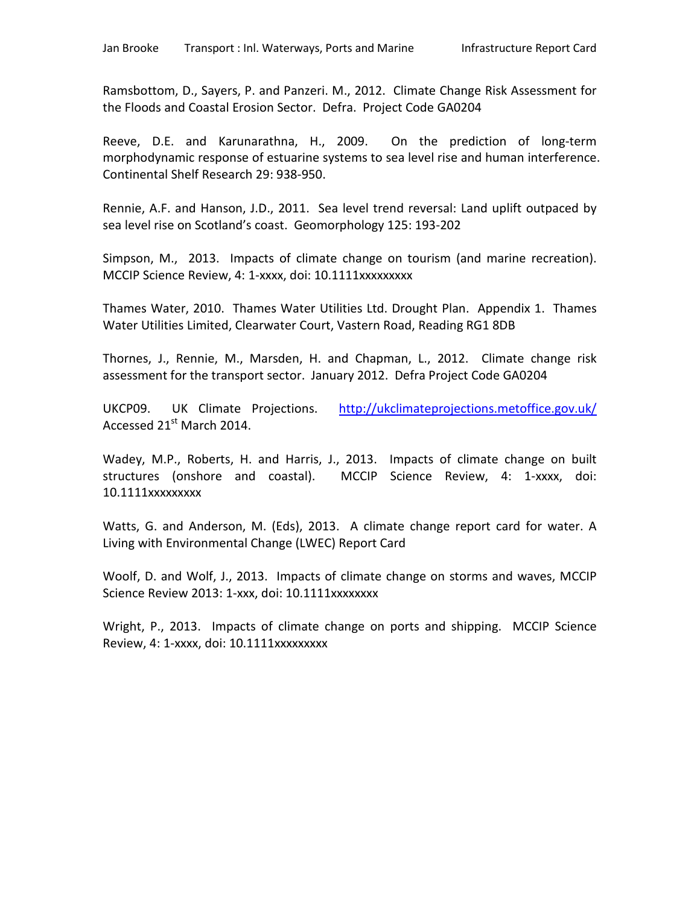Ramsbottom, D., Sayers, P. and Panzeri. M., 2012. Climate Change Risk Assessment for the Floods and Coastal Erosion Sector. Defra. Project Code GA0204

Reeve, D.E. and Karunarathna, H., 2009. On the prediction of long-term morphodynamic response of estuarine systems to sea level rise and human interference. Continental Shelf Research 29: 938-950.

Rennie, A.F. and Hanson, J.D., 2011. Sea level trend reversal: Land uplift outpaced by sea level rise on Scotland's coast. Geomorphology 125: 193-202

Simpson, M., 2013. Impacts of climate change on tourism (and marine recreation). MCCIP Science Review, 4: 1-xxxx, doi: 10.1111xxxxxxxxx

Thames Water, 2010. Thames Water Utilities Ltd. Drought Plan. Appendix 1. Thames Water Utilities Limited, Clearwater Court, Vastern Road, Reading RG1 8DB

Thornes, J., Rennie, M., Marsden, H. and Chapman, L., 2012. Climate change risk assessment for the transport sector. January 2012. Defra Project Code GA0204

UKCP09. UK Climate Projections. http://ukclimateprojections.metoffice.gov.uk/ Accessed 21st March 2014.

Wadey, M.P., Roberts, H. and Harris, J., 2013. Impacts of climate change on built structures (onshore and coastal). MCCIP Science Review, 4: 1-xxxx, doi: 10.1111xxxxxxxxx

Watts, G. and Anderson, M. (Eds), 2013. A climate change report card for water. A Living with Environmental Change (LWEC) Report Card

Woolf, D. and Wolf, J., 2013. Impacts of climate change on storms and waves, MCCIP Science Review 2013: 1-xxx, doi: 10.1111xxxxxxxx

Wright, P., 2013. Impacts of climate change on ports and shipping. MCCIP Science Review, 4: 1-xxxx, doi: 10.1111xxxxxxxxx